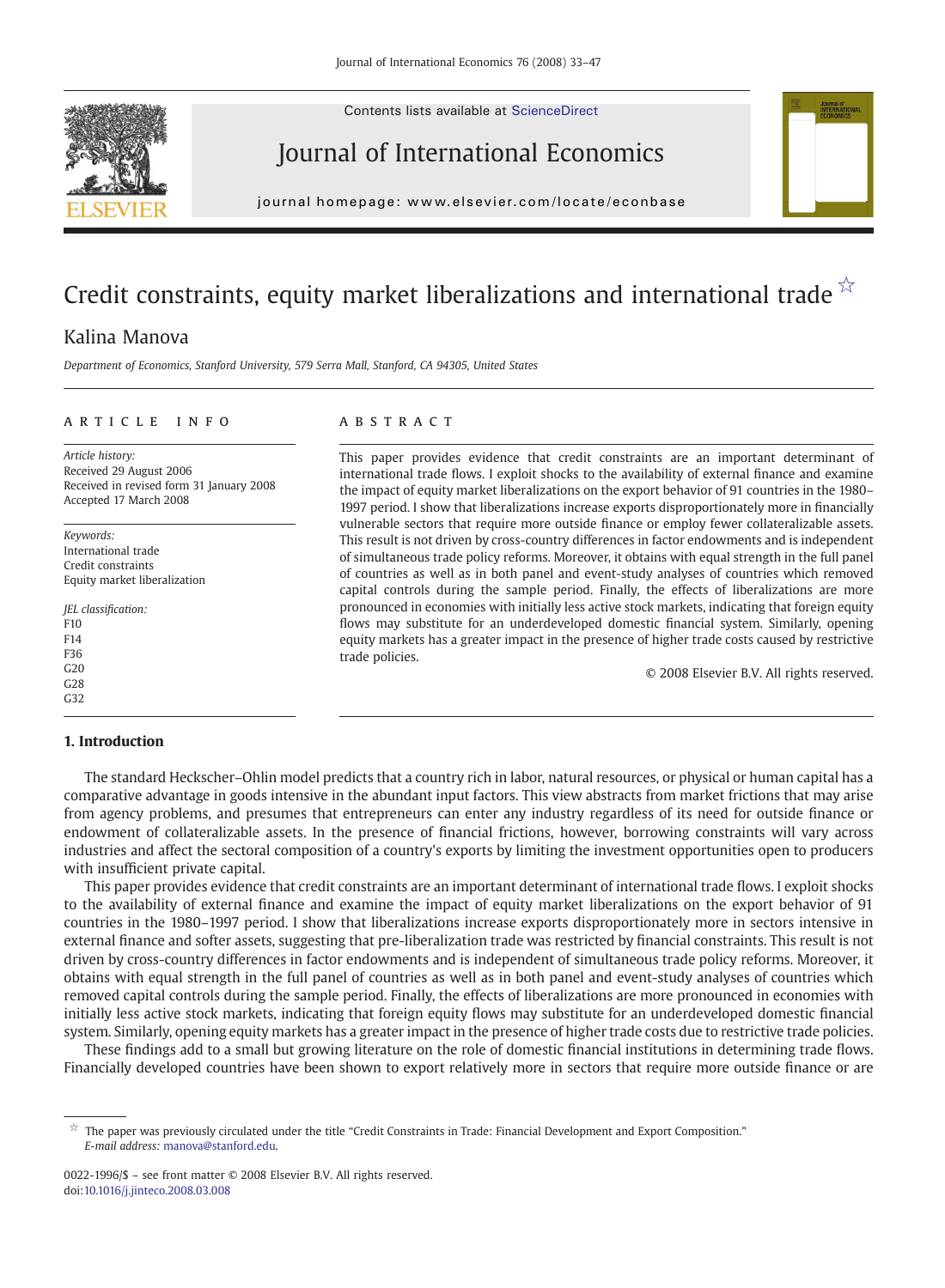Contents lists available at ScienceDirect

Journal of International Economics

journal homepage: www.elsevier.com/locate/econbase

# Credit constraints, equity market liberalizations and international trade ☆

Kalina Manova

*Department of Economics, Stanford University, 579 Serra Mall, Stanford, CA 94305, United States*

## ARTICLE INFO

*Article history:*
Received 29 August 2006
Received in revised form 31 January 2008
Accepted 17 March 2008

*Keywords:*
International trade
Credit constraints
Equity market liberalization

*JEL classification:*
F10
F14
F36
G20
G28
G32

## ABSTRACT

This paper provides evidence that credit constraints are an important determinant of international trade flows. I exploit shocks to the availability of external finance and examine the impact of equity market liberalizations on the export behavior of 91 countries in the 1980–1997 period. I show that liberalizations increase exports disproportionately more in financially vulnerable sectors that require more outside finance or employ fewer collateralizable assets. This result is not driven by cross-country differences in factor endowments and is independent of simultaneous trade policy reforms. Moreover, it obtains with equal strength in the full panel of countries as well as in both panel and event-study analyses of countries which removed capital controls during the sample period. Finally, the effects of liberalizations are more pronounced in economies with initially less active stock markets, indicating that foreign equity flows may substitute for an underdeveloped domestic financial system. Similarly, opening equity markets has a greater impact in the presence of higher trade costs caused by restrictive trade policies.

© 2008 Elsevier B.V. All rights reserved.

## 1. Introduction

The standard Heckscher–Ohlin model predicts that a country rich in labor, natural resources, or physical or human capital has a comparative advantage in goods intensive in the abundant input factors. This view abstracts from market frictions that may arise from agency problems, and presumes that entrepreneurs can enter any industry regardless of its need for outside finance or endowment of collateralizable assets. In the presence of financial frictions, however, borrowing constraints will vary across industries and affect the sectoral composition of a country's exports by limiting the investment opportunities open to producers with insufficient private capital.

This paper provides evidence that credit constraints are an important determinant of international trade flows. I exploit shocks to the availability of external finance and examine the impact of equity market liberalizations on the export behavior of 91 countries in the 1980–1997 period. I show that liberalizations increase exports disproportionately more in sectors intensive in external finance and softer assets, suggesting that pre-liberalization trade was restricted by financial constraints. This result is not driven by cross-country differences in factor endowments and is independent of simultaneous trade policy reforms. Moreover, it obtains with equal strength in the full panel of countries as well as in both panel and event-study analyses of countries which removed capital controls during the sample period. Finally, the effects of liberalizations are more pronounced in economies with initially less active stock markets, indicating that foreign equity flows may substitute for an underdeveloped domestic financial system. Similarly, opening equity markets has a greater impact in the presence of higher trade costs due to restrictive trade policies.

These findings add to a small but growing literature on the role of domestic financial institutions in determining trade flows. Financially developed countries have been shown to export relatively more in sectors that require more outside finance or are

☆ The paper was previously circulated under the title "Credit Constraints in Trade: Financial Development and Export Composition."
*E-mail address:* manova@stanford.edu.

0022-1996/$ – see front matter © 2008 Elsevier B.V. All rights reserved.
doi:10.1016/j.jinteco.2008.03.008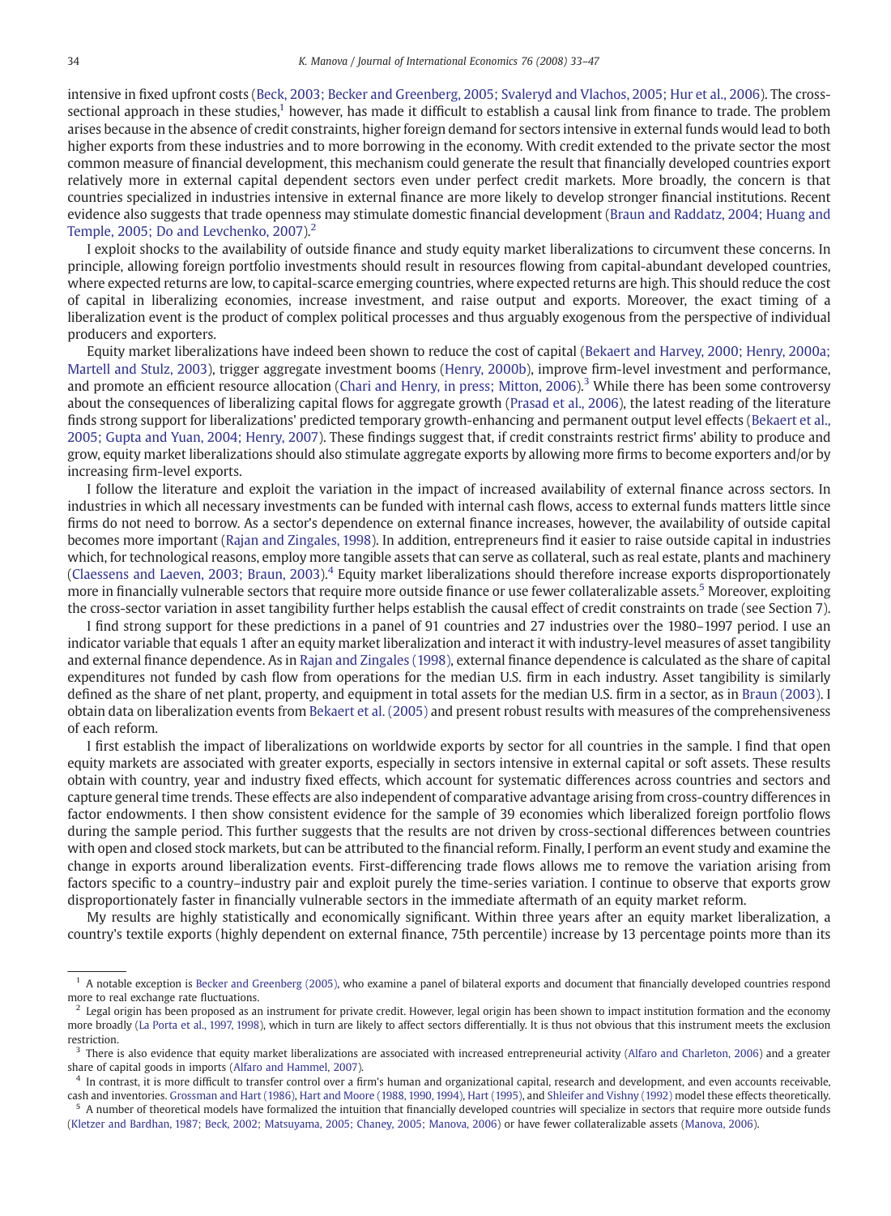intensive in fixed upfront costs (Beck, 2003; Becker and Greenberg, 2005; Svaleryd and Vlachos, 2005; Hur et al., 2006). The cross-sectional approach in these studies,[1] however, has made it difficult to establish a causal link from finance to trade. The problem arises because in the absence of credit constraints, higher foreign demand for sectors intensive in external funds would lead to both higher exports from these industries and to more borrowing in the economy. With credit extended to the private sector the most common measure of financial development, this mechanism could generate the result that financially developed countries export relatively more in external capital dependent sectors even under perfect credit markets. More broadly, the concern is that countries specialized in industries intensive in external finance are more likely to develop stronger financial institutions. Recent evidence also suggests that trade openness may stimulate domestic financial development (Braun and Raddatz, 2004; Huang and Temple, 2005; Do and Levchenko, 2007).[2]

I exploit shocks to the availability of outside finance and study equity market liberalizations to circumvent these concerns. In principle, allowing foreign portfolio investments should result in resources flowing from capital-abundant developed countries, where expected returns are low, to capital-scarce emerging countries, where expected returns are high. This should reduce the cost of capital in liberalizing economies, increase investment, and raise output and exports. Moreover, the exact timing of a liberalization event is the product of complex political processes and thus arguably exogenous from the perspective of individual producers and exporters.

Equity market liberalizations have indeed been shown to reduce the cost of capital (Bekaert and Harvey, 2000; Henry, 2000a; Martell and Stulz, 2003), trigger aggregate investment booms (Henry, 2000b), improve firm-level investment and performance, and promote an efficient resource allocation (Chari and Henry, in press; Mitton, 2006).[3] While there has been some controversy about the consequences of liberalizing capital flows for aggregate growth (Prasad et al., 2006), the latest reading of the literature finds strong support for liberalizations' predicted temporary growth-enhancing and permanent output level effects (Bekaert et al., 2005; Gupta and Yuan, 2004; Henry, 2007). These findings suggest that, if credit constraints restrict firms' ability to produce and grow, equity market liberalizations should also stimulate aggregate exports by allowing more firms to become exporters and/or by increasing firm-level exports.

I follow the literature and exploit the variation in the impact of increased availability of external finance across sectors. In industries in which all necessary investments can be funded with internal cash flows, access to external funds matters little since firms do not need to borrow. As a sector's dependence on external finance increases, however, the availability of outside capital becomes more important (Rajan and Zingales, 1998). In addition, entrepreneurs find it easier to raise outside capital in industries which, for technological reasons, employ more tangible assets that can serve as collateral, such as real estate, plants and machinery (Claessens and Laeven, 2003; Braun, 2003).[4] Equity market liberalizations should therefore increase exports disproportionately more in financially vulnerable sectors that require more outside finance or use fewer collateralizable assets.[5] Moreover, exploiting the cross-sector variation in asset tangibility further helps establish the causal effect of credit constraints on trade (see Section 7).

I find strong support for these predictions in a panel of 91 countries and 27 industries over the 1980–1997 period. I use an indicator variable that equals 1 after an equity market liberalization and interact it with industry-level measures of asset tangibility and external finance dependence. As in Rajan and Zingales (1998), external finance dependence is calculated as the share of capital expenditures not funded by cash flow from operations for the median U.S. firm in each industry. Asset tangibility is similarly defined as the share of net plant, property, and equipment in total assets for the median U.S. firm in a sector, as in Braun (2003). I obtain data on liberalization events from Bekaert et al. (2005) and present robust results with measures of the comprehensiveness of each reform.

I first establish the impact of liberalizations on worldwide exports by sector for all countries in the sample. I find that open equity markets are associated with greater exports, especially in sectors intensive in external capital or soft assets. These results obtain with country, year and industry fixed effects, which account for systematic differences across countries and sectors and capture general time trends. These effects are also independent of comparative advantage arising from cross-country differences in factor endowments. I then show consistent evidence for the sample of 39 economies which liberalized foreign portfolio flows during the sample period. This further suggests that the results are not driven by cross-sectional differences between countries with open and closed stock markets, but can be attributed to the financial reform. Finally, I perform an event study and examine the change in exports around liberalization events. First-differencing trade flows allows me to remove the variation arising from factors specific to a country–industry pair and exploit purely the time-series variation. I continue to observe that exports grow disproportionately faster in financially vulnerable sectors in the immediate aftermath of an equity market reform.

My results are highly statistically and economically significant. Within three years after an equity market liberalization, a country's textile exports (highly dependent on external finance, 75th percentile) increase by 13 percentage points more than its

---

[1] A notable exception is Becker and Greenberg (2005), who examine a panel of bilateral exports and document that financially developed countries respond more to real exchange rate fluctuations.

[2] Legal origin has been proposed as an instrument for private credit. However, legal origin has been shown to impact institution formation and the economy more broadly (La Porta et al., 1997, 1998), which in turn are likely to affect sectors differentially. It is thus not obvious that this instrument meets the exclusion restriction.

[3] There is also evidence that equity market liberalizations are associated with increased entrepreneurial activity (Alfaro and Charleton, 2006) and a greater share of capital goods in imports (Alfaro and Hammel, 2007).

[4] In contrast, it is more difficult to transfer control over a firm's human and organizational capital, research and development, and even accounts receivable, cash and inventories. Grossman and Hart (1986), Hart and Moore (1988, 1990, 1994), Hart (1995), and Shleifer and Vishny (1992) model these effects theoretically.

[5] A number of theoretical models have formalized the intuition that financially developed countries will specialize in sectors that require more outside funds (Kletzer and Bardhan, 1987; Beck, 2002; Matsuyama, 2005; Chaney, 2005; Manova, 2006) or have fewer collateralizable assets (Manova, 2006).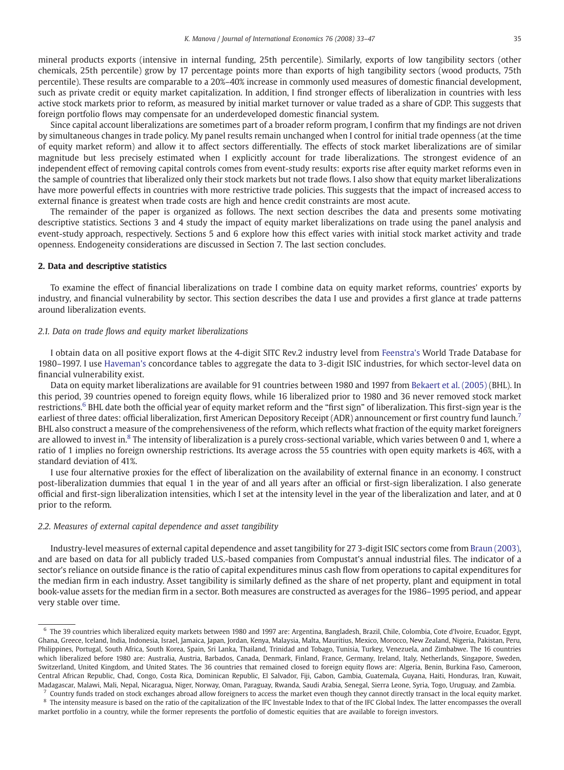mineral products exports (intensive in internal funding, 25th percentile). Similarly, exports of low tangibility sectors (other chemicals, 25th percentile) grow by 17 percentage points more than exports of high tangibility sectors (wood products, 75th percentile). These results are comparable to a 20%–40% increase in commonly used measures of domestic financial development, such as private credit or equity market capitalization. In addition, I find stronger effects of liberalization in countries with less active stock markets prior to reform, as measured by initial market turnover or value traded as a share of GDP. This suggests that foreign portfolio flows may compensate for an underdeveloped domestic financial system.

Since capital account liberalizations are sometimes part of a broader reform program, I confirm that my findings are not driven by simultaneous changes in trade policy. My panel results remain unchanged when I control for initial trade openness (at the time of equity market reform) and allow it to affect sectors differentially. The effects of stock market liberalizations are of similar magnitude but less precisely estimated when I explicitly account for trade liberalizations. The strongest evidence of an independent effect of removing capital controls comes from event-study results: exports rise after equity market reforms even in the sample of countries that liberalized only their stock markets but not trade flows. I also show that equity market liberalizations have more powerful effects in countries with more restrictive trade policies. This suggests that the impact of increased access to external finance is greatest when trade costs are high and hence credit constraints are most acute.

The remainder of the paper is organized as follows. The next section describes the data and presents some motivating descriptive statistics. Sections 3 and 4 study the impact of equity market liberalizations on trade using the panel analysis and event-study approach, respectively. Sections 5 and 6 explore how this effect varies with initial stock market activity and trade openness. Endogeneity considerations are discussed in Section 7. The last section concludes.

## 2. Data and descriptive statistics

To examine the effect of financial liberalizations on trade I combine data on equity market reforms, countries' exports by industry, and financial vulnerability by sector. This section describes the data I use and provides a first glance at trade patterns around liberalization events.

### *2.1. Data on trade flows and equity market liberalizations*

I obtain data on all positive export flows at the 4-digit SITC Rev.2 industry level from Feenstra's World Trade Database for 1980–1997. I use Haveman's concordance tables to aggregate the data to 3-digit ISIC industries, for which sector-level data on financial vulnerability exist.

Data on equity market liberalizations are available for 91 countries between 1980 and 1997 from Bekaert et al. (2005) (BHL). In this period, 39 countries opened to foreign equity flows, while 16 liberalized prior to 1980 and 36 never removed stock market restrictions.[6] BHL date both the official year of equity market reform and the "first sign" of liberalization. This first-sign year is the earliest of three dates: official liberalization, first American Depository Receipt (ADR) announcement or first country fund launch.[7] BHL also construct a measure of the comprehensiveness of the reform, which reflects what fraction of the equity market foreigners are allowed to invest in.[8] The intensity of liberalization is a purely cross-sectional variable, which varies between 0 and 1, where a ratio of 1 implies no foreign ownership restrictions. Its average across the 55 countries with open equity markets is 46%, with a standard deviation of 41%.

I use four alternative proxies for the effect of liberalization on the availability of external finance in an economy. I construct post-liberalization dummies that equal 1 in the year of and all years after an official or first-sign liberalization. I also generate official and first-sign liberalization intensities, which I set at the intensity level in the year of the liberalization and later, and at 0 prior to the reform.

### *2.2. Measures of external capital dependence and asset tangibility*

Industry-level measures of external capital dependence and asset tangibility for 27 3-digit ISIC sectors come from Braun (2003), and are based on data for all publicly traded U.S.-based companies from Compustat's annual industrial files. The indicator of a sector's reliance on outside finance is the ratio of capital expenditures minus cash flow from operations to capital expenditures for the median firm in each industry. Asset tangibility is similarly defined as the share of net property, plant and equipment in total book-value assets for the median firm in a sector. Both measures are constructed as averages for the 1986–1995 period, and appear very stable over time.

---

[6] The 39 countries which liberalized equity markets between 1980 and 1997 are: Argentina, Bangladesh, Brazil, Chile, Colombia, Cote d'Ivoire, Ecuador, Egypt, Ghana, Greece, Iceland, India, Indonesia, Israel, Jamaica, Japan, Jordan, Kenya, Malaysia, Malta, Mauritius, Mexico, Morocco, New Zealand, Nigeria, Pakistan, Peru, Philippines, Portugal, South Africa, South Korea, Spain, Sri Lanka, Thailand, Trinidad and Tobago, Tunisia, Turkey, Venezuela, and Zimbabwe. The 16 countries which liberalized before 1980 are: Australia, Austria, Barbados, Canada, Denmark, Finland, France, Germany, Ireland, Italy, Netherlands, Singapore, Sweden, Switzerland, United Kingdom, and United States. The 36 countries that remained closed to foreign equity flows are: Algeria, Benin, Burkina Faso, Cameroon, Central African Republic, Chad, Congo, Costa Rica, Dominican Republic, El Salvador, Fiji, Gabon, Gambia, Guatemala, Guyana, Haiti, Honduras, Iran, Kuwait, Madagascar, Malawi, Mali, Nepal, Nicaragua, Niger, Norway, Oman, Paraguay, Rwanda, Saudi Arabia, Senegal, Sierra Leone, Syria, Togo, Uruguay, and Zambia.

[7] Country funds traded on stock exchanges abroad allow foreigners to access the market even though they cannot directly transact in the local equity market.

[8] The intensity measure is based on the ratio of the capitalization of the IFC Investable Index to that of the IFC Global Index. The latter encompasses the overall market portfolio in a country, while the former represents the portfolio of domestic equities that are available to foreign investors.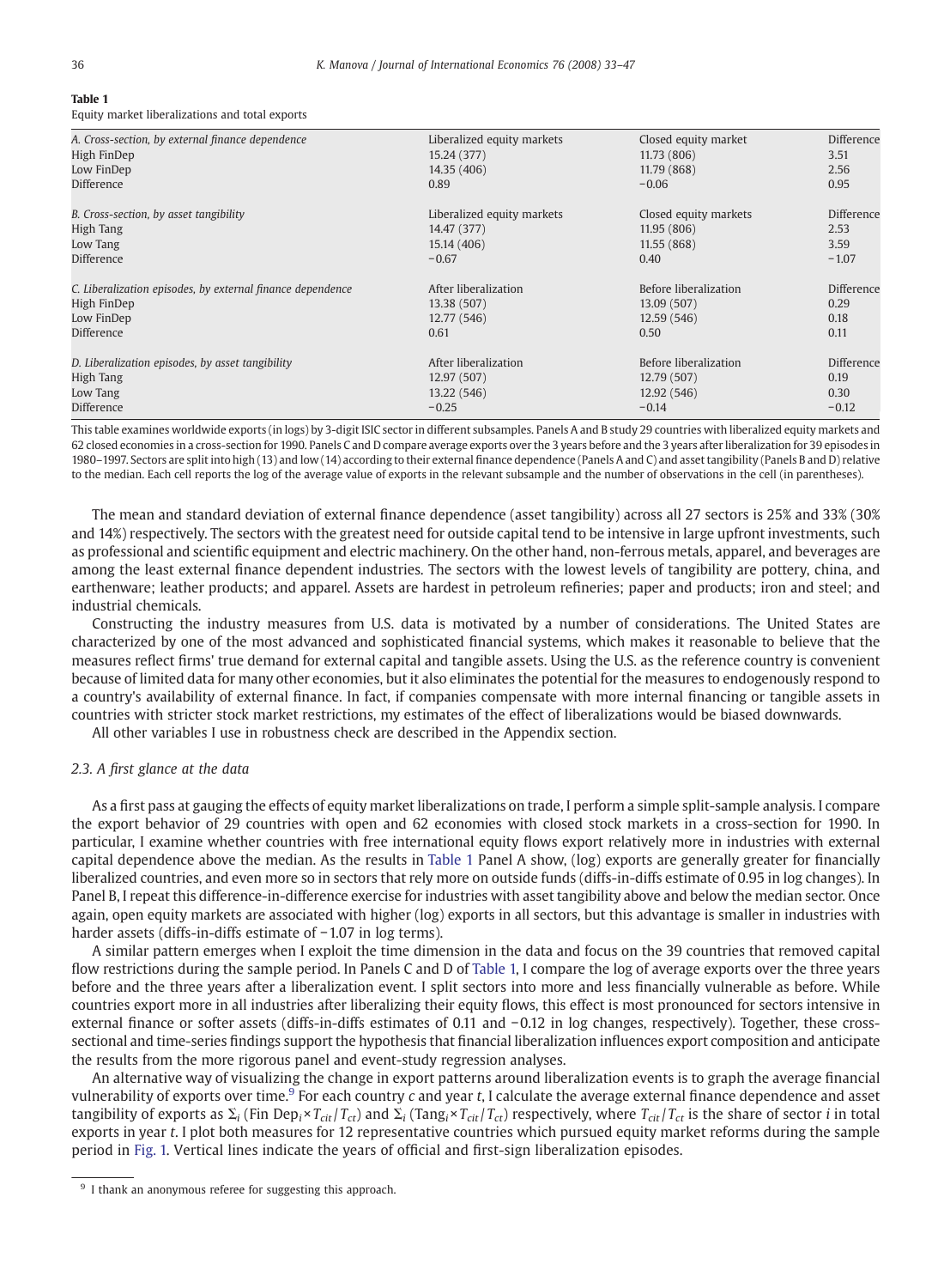**Table 1**
Equity market liberalizations and total exports

| *A. Cross-section, by external finance dependence* | Liberalized equity markets | Closed equity market | Difference |
|---|---|---|---|
| High FinDep | 15.24 (377) | 11.73 (806) | 3.51 |
| Low FinDep | 14.35 (406) | 11.79 (868) | 2.56 |
| Difference | 0.89 | −0.06 | 0.95 |
| *B. Cross-section, by asset tangibility* | Liberalized equity markets | Closed equity markets | Difference |
| High Tang | 14.47 (377) | 11.95 (806) | 2.53 |
| Low Tang | 15.14 (406) | 11.55 (868) | 3.59 |
| Difference | −0.67 | 0.40 | −1.07 |
| *C. Liberalization episodes, by external finance dependence* | After liberalization | Before liberalization | Difference |
| High FinDep | 13.38 (507) | 13.09 (507) | 0.29 |
| Low FinDep | 12.77 (546) | 12.59 (546) | 0.18 |
| Difference | 0.61 | 0.50 | 0.11 |
| *D. Liberalization episodes, by asset tangibility* | After liberalization | Before liberalization | Difference |
| High Tang | 12.97 (507) | 12.79 (507) | 0.19 |
| Low Tang | 13.22 (546) | 12.92 (546) | 0.30 |
| Difference | −0.25 | −0.14 | −0.12 |

This table examines worldwide exports (in logs) by 3-digit ISIC sector in different subsamples. Panels A and B study 29 countries with liberalized equity markets and 62 closed economies in a cross-section for 1990. Panels C and D compare average exports over the 3 years before and the 3 years after liberalization for 39 episodes in 1980–1997. Sectors are split into high (13) and low (14) according to their external finance dependence (Panels A and C) and asset tangibility (Panels B and D) relative to the median. Each cell reports the log of the average value of exports in the relevant subsample and the number of observations in the cell (in parentheses).

The mean and standard deviation of external finance dependence (asset tangibility) across all 27 sectors is 25% and 33% (30% and 14%) respectively. The sectors with the greatest need for outside capital tend to be intensive in large upfront investments, such as professional and scientific equipment and electric machinery. On the other hand, non-ferrous metals, apparel, and beverages are among the least external finance dependent industries. The sectors with the lowest levels of tangibility are pottery, china, and earthenware; leather products; and apparel. Assets are hardest in petroleum refineries; paper and products; iron and steel; and industrial chemicals.

Constructing the industry measures from U.S. data is motivated by a number of considerations. The United States are characterized by one of the most advanced and sophisticated financial systems, which makes it reasonable to believe that the measures reflect firms' true demand for external capital and tangible assets. Using the U.S. as the reference country is convenient because of limited data for many other economies, but it also eliminates the potential for the measures to endogenously respond to a country's availability of external finance. In fact, if companies compensate with more internal financing or tangible assets in countries with stricter stock market restrictions, my estimates of the effect of liberalizations would be biased downwards.

All other variables I use in robustness check are described in the Appendix section.

### *2.3. A first glance at the data*

As a first pass at gauging the effects of equity market liberalizations on trade, I perform a simple split-sample analysis. I compare the export behavior of 29 countries with open and 62 economies with closed stock markets in a cross-section for 1990. In particular, I examine whether countries with free international equity flows export relatively more in industries with external capital dependence above the median. As the results in Table 1 Panel A show, (log) exports are generally greater for financially liberalized countries, and even more so in sectors that rely more on outside funds (diffs-in-diffs estimate of 0.95 in log changes). In Panel B, I repeat this difference-in-difference exercise for industries with asset tangibility above and below the median sector. Once again, open equity markets are associated with higher (log) exports in all sectors, but this advantage is smaller in industries with harder assets (diffs-in-diffs estimate of −1.07 in log terms).

A similar pattern emerges when I exploit the time dimension in the data and focus on the 39 countries that removed capital flow restrictions during the sample period. In Panels C and D of Table 1, I compare the log of average exports over the three years before and the three years after a liberalization event. I split sectors into more and less financially vulnerable as before. While countries export more in all industries after liberalizing their equity flows, this effect is most pronounced for sectors intensive in external finance or softer assets (diffs-in-diffs estimates of 0.11 and −0.12 in log changes, respectively). Together, these cross-sectional and time-series findings support the hypothesis that financial liberalization influences export composition and anticipate the results from the more rigorous panel and event-study regression analyses.

An alternative way of visualizing the change in export patterns around liberalization events is to graph the average financial vulnerability of exports over time.[9] For each country $c$ and year $t$, I calculate the average external finance dependence and asset tangibility of exports as $\Sigma_i\,(\text{Fin Dep}_i \times T_{cit}/T_{ct})$ and $\Sigma_i\,(\text{Tang}_i \times T_{cit}/T_{ct})$ respectively, where $T_{cit}/T_{ct}$ is the share of sector $i$ in total exports in year $t$. I plot both measures for 12 representative countries which pursued equity market reforms during the sample period in Fig. 1. Vertical lines indicate the years of official and first-sign liberalization episodes.

[9] I thank an anonymous referee for suggesting this approach.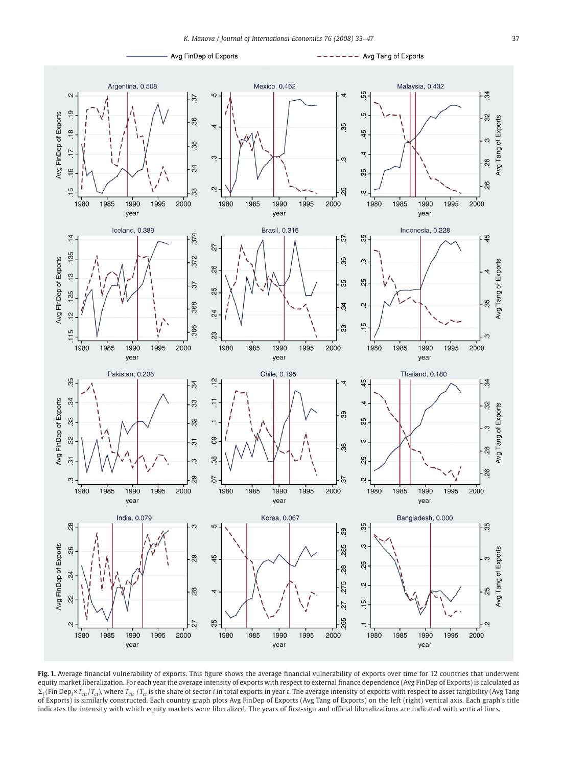**Fig. 1.** Average financial vulnerability of exports. This figure shows the average financial vulnerability of exports over time for 12 countries that underwent equity market liberalization. For each year the average intensity of exports with respect to external finance dependence (Avg FinDep of Exports) is calculated as $\Sigma_i(\text{Fin Dep}_i \times T_{cit}/T_{ct})$, where $T_{cit}/T_{ct}$ is the share of sector $i$ in total exports in year $t$. The average intensity of exports with respect to asset tangibility (Avg Tang of Exports) is similarly constructed. Each country graph plots Avg FinDep of Exports (Avg Tang of Exports) on the left (right) vertical axis. Each graph's title indicates the intensity with which equity markets were liberalized. The years of first-sign and official liberalizations are indicated with vertical lines.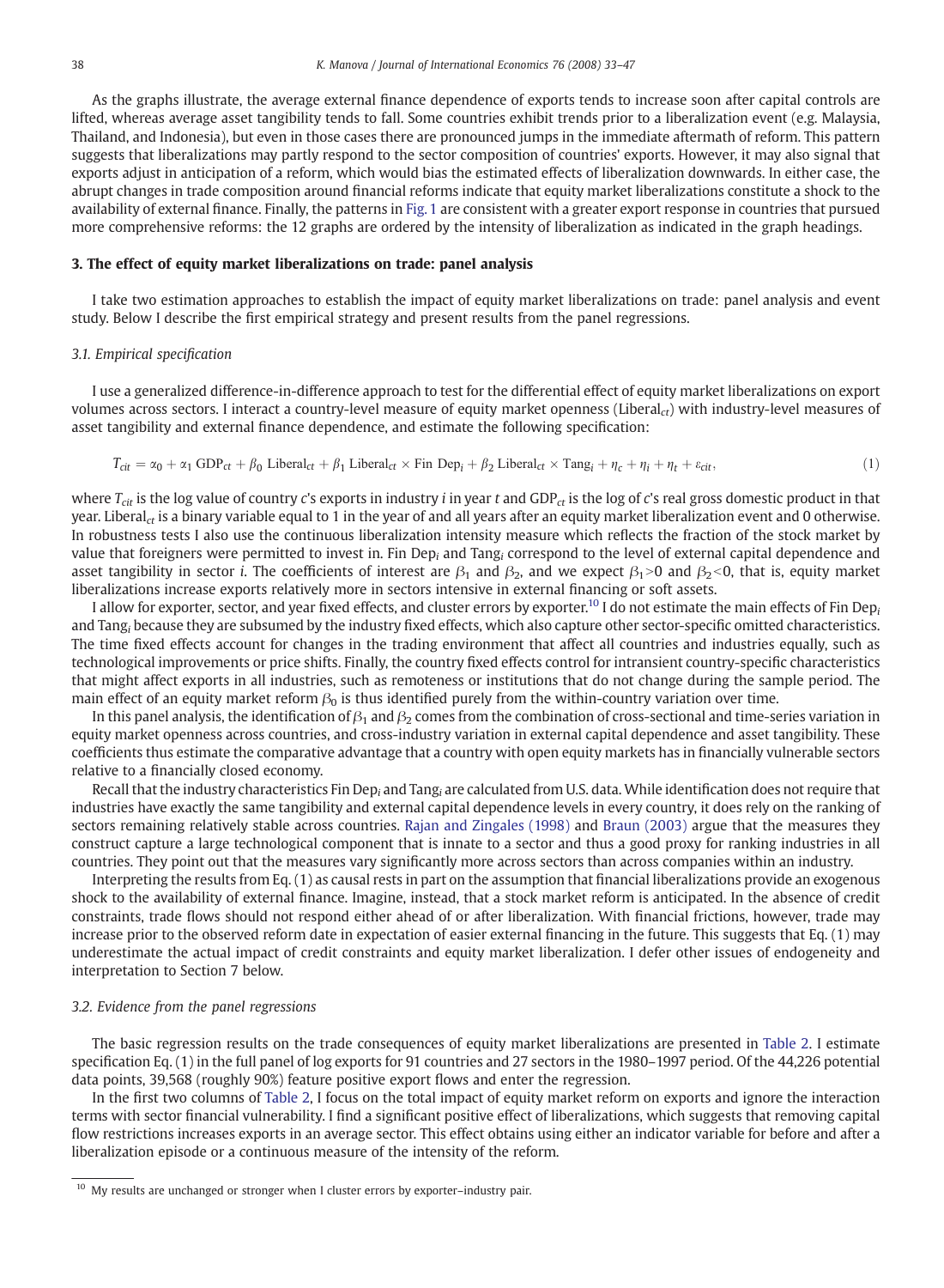As the graphs illustrate, the average external finance dependence of exports tends to increase soon after capital controls are lifted, whereas average asset tangibility tends to fall. Some countries exhibit trends prior to a liberalization event (e.g. Malaysia, Thailand, and Indonesia), but even in those cases there are pronounced jumps in the immediate aftermath of reform. This pattern suggests that liberalizations may partly respond to the sector composition of countries' exports. However, it may also signal that exports adjust in anticipation of a reform, which would bias the estimated effects of liberalization downwards. In either case, the abrupt changes in trade composition around financial reforms indicate that equity market liberalizations constitute a shock to the availability of external finance. Finally, the patterns in Fig. 1 are consistent with a greater export response in countries that pursued more comprehensive reforms: the 12 graphs are ordered by the intensity of liberalization as indicated in the graph headings.

## 3. The effect of equity market liberalizations on trade: panel analysis

I take two estimation approaches to establish the impact of equity market liberalizations on trade: panel analysis and event study. Below I describe the first empirical strategy and present results from the panel regressions.

### 3.1. Empirical specification

I use a generalized difference-in-difference approach to test for the differential effect of equity market liberalizations on export volumes across sectors. I interact a country-level measure of equity market openness ($\text{Liberal}_{ct}$) with industry-level measures of asset tangibility and external finance dependence, and estimate the following specification:

$$T_{cit} = \alpha_0 + \alpha_1\,\text{GDP}_{ct} + \beta_0\,\text{Liberal}_{ct} + \beta_1\,\text{Liberal}_{ct} \times \text{Fin Dep}_i + \beta_2\,\text{Liberal}_{ct} \times \text{Tang}_i + \eta_c + \eta_i + \eta_t + \varepsilon_{cit}, \tag{1}$$

where $T_{cit}$ is the log value of country $c$'s exports in industry $i$ in year $t$ and $\text{GDP}_{ct}$ is the log of $c$'s real gross domestic product in that year. $\text{Liberal}_{ct}$ is a binary variable equal to 1 in the year of and all years after an equity market liberalization event and 0 otherwise. In robustness tests I also use the continuous liberalization intensity measure which reflects the fraction of the stock market by value that foreigners were permitted to invest in. $\text{Fin Dep}_i$ and $\text{Tang}_i$ correspond to the level of external capital dependence and asset tangibility in sector $i$. The coefficients of interest are $\beta_1$ and $\beta_2$, and we expect $\beta_1 > 0$ and $\beta_2 < 0$, that is, equity market liberalizations increase exports relatively more in sectors intensive in external financing or soft assets.

I allow for exporter, sector, and year fixed effects, and cluster errors by exporter.[10] I do not estimate the main effects of $\text{Fin Dep}_i$ and $\text{Tang}_i$ because they are subsumed by the industry fixed effects, which also capture other sector-specific omitted characteristics. The time fixed effects account for changes in the trading environment that affect all countries and industries equally, such as technological improvements or price shifts. Finally, the country fixed effects control for intransient country-specific characteristics that might affect exports in all industries, such as remoteness or institutions that do not change during the sample period. The main effect of an equity market reform $\beta_0$ is thus identified purely from the within-country variation over time.

In this panel analysis, the identification of $\beta_1$ and $\beta_2$ comes from the combination of cross-sectional and time-series variation in equity market openness across countries, and cross-industry variation in external capital dependence and asset tangibility. These coefficients thus estimate the comparative advantage that a country with open equity markets has in financially vulnerable sectors relative to a financially closed economy.

Recall that the industry characteristics $\text{Fin Dep}_i$ and $\text{Tang}_i$ are calculated from U.S. data. While identification does not require that industries have exactly the same tangibility and external capital dependence levels in every country, it does rely on the ranking of sectors remaining relatively stable across countries. Rajan and Zingales (1998) and Braun (2003) argue that the measures they construct capture a large technological component that is innate to a sector and thus a good proxy for ranking industries in all countries. They point out that the measures vary significantly more across sectors than across companies within an industry.

Interpreting the results from Eq. (1) as causal rests in part on the assumption that financial liberalizations provide an exogenous shock to the availability of external finance. Imagine, instead, that a stock market reform is anticipated. In the absence of credit constraints, trade flows should not respond either ahead of or after liberalization. With financial frictions, however, trade may increase prior to the observed reform date in expectation of easier external financing in the future. This suggests that Eq. (1) may underestimate the actual impact of credit constraints and equity market liberalization. I defer other issues of endogeneity and interpretation to Section 7 below.

### 3.2. Evidence from the panel regressions

The basic regression results on the trade consequences of equity market liberalizations are presented in Table 2. I estimate specification Eq. (1) in the full panel of log exports for 91 countries and 27 sectors in the 1980–1997 period. Of the 44,226 potential data points, 39,568 (roughly 90%) feature positive export flows and enter the regression.

In the first two columns of Table 2, I focus on the total impact of equity market reform on exports and ignore the interaction terms with sector financial vulnerability. I find a significant positive effect of liberalizations, which suggests that removing capital flow restrictions increases exports in an average sector. This effect obtains using either an indicator variable for before and after a liberalization episode or a continuous measure of the intensity of the reform.

[10] My results are unchanged or stronger when I cluster errors by exporter–industry pair.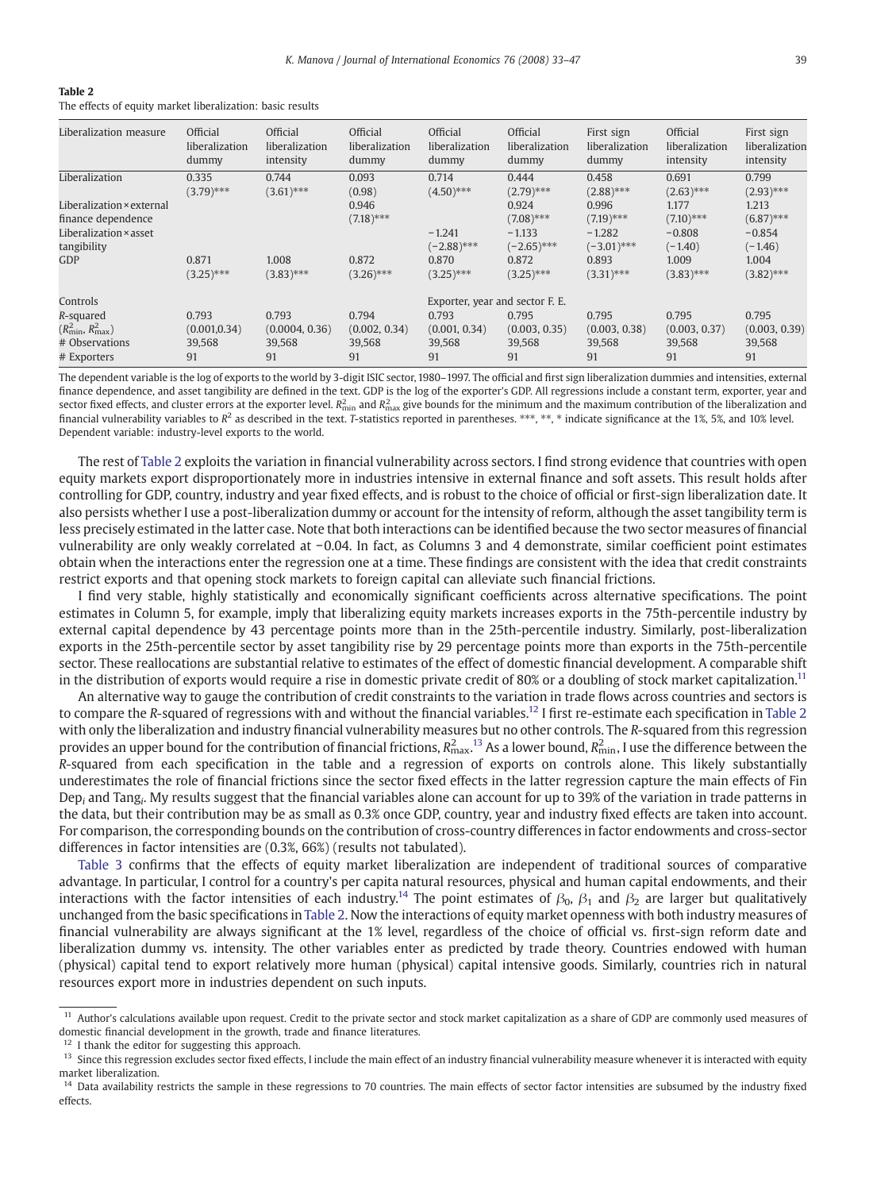**Table 2**
The effects of equity market liberalization: basic results

| Liberalization measure | Official liberalization dummy | Official liberalization intensity | Official liberalization dummy | Official liberalization dummy | Official liberalization dummy | First sign liberalization dummy | Official liberalization intensity | First sign liberalization intensity |
|---|---|---|---|---|---|---|---|---|
| Liberalization | 0.335 | 0.744 | 0.093 | 0.714 | 0.444 | 0.458 | 0.691 | 0.799 |
| | (3.79)*** | (3.61)*** | (0.98) | (4.50)*** | (2.79)*** | (2.88)*** | (2.63)*** | (2.93)*** |
| Liberalization × external finance dependence | | | 0.946 | | 0.924 | 0.996 | 1.177 | 1.213 |
| | | | (7.18)*** | | (7.08)*** | (7.19)*** | (7.10)*** | (6.87)*** |
| Liberalization × asset tangibility | | | | −1.241 | −1.133 | −1.282 | −0.808 | −0.854 |
| | | | | (−2.88)*** | (−2.65)*** | (−3.01)*** | (−1.40) | (−1.46) |
| GDP | 0.871 | 1.008 | 0.872 | 0.870 | 0.872 | 0.893 | 1.009 | 1.004 |
| | (3.25)*** | (3.83)*** | (3.26)*** | (3.25)*** | (3.25)*** | (3.31)*** | (3.83)*** | (3.82)*** |
| Controls | | | | Exporter, year and sector F. E. | | | | |
| R-squared | 0.793 | 0.793 | 0.794 | 0.793 | 0.795 | 0.795 | 0.795 | 0.795 |
| ($R^2_{\min}$, $R^2_{\max}$) | (0.001,0.34) | (0.0004, 0.36) | (0.002, 0.34) | (0.001, 0.34) | (0.003, 0.35) | (0.003, 0.38) | (0.003, 0.37) | (0.003, 0.39) |
| # Observations | 39,568 | 39,568 | 39,568 | 39,568 | 39,568 | 39,568 | 39,568 | 39,568 |
| # Exporters | 91 | 91 | 91 | 91 | 91 | 91 | 91 | 91 |

The dependent variable is the log of exports to the world by 3-digit ISIC sector, 1980–1997. The official and first sign liberalization dummies and intensities, external finance dependence, and asset tangibility are defined in the text. GDP is the log of the exporter's GDP. All regressions include a constant term, exporter, year and sector fixed effects, and cluster errors at the exporter level. $R^2_{\min}$ and $R^2_{\max}$ give bounds for the minimum and the maximum contribution of the liberalization and financial vulnerability variables to $R^2$ as described in the text. *T*-statistics reported in parentheses. ***, **, * indicate significance at the 1%, 5%, and 10% level. Dependent variable: industry-level exports to the world.

The rest of Table 2 exploits the variation in financial vulnerability across sectors. I find strong evidence that countries with open equity markets export disproportionately more in industries intensive in external finance and soft assets. This result holds after controlling for GDP, country, industry and year fixed effects, and is robust to the choice of official or first-sign liberalization date. It also persists whether I use a post-liberalization dummy or account for the intensity of reform, although the asset tangibility term is less precisely estimated in the latter case. Note that both interactions can be identified because the two sector measures of financial vulnerability are only weakly correlated at −0.04. In fact, as Columns 3 and 4 demonstrate, similar coefficient point estimates obtain when the interactions enter the regression one at a time. These findings are consistent with the idea that credit constraints restrict exports and that opening stock markets to foreign capital can alleviate such financial frictions.

I find very stable, highly statistically and economically significant coefficients across alternative specifications. The point estimates in Column 5, for example, imply that liberalizing equity markets increases exports in the 75th-percentile industry by external capital dependence by 43 percentage points more than in the 25th-percentile industry. Similarly, post-liberalization exports in the 25th-percentile sector by asset tangibility rise by 29 percentage points more than exports in the 75th-percentile sector. These reallocations are substantial relative to estimates of the effect of domestic financial development. A comparable shift in the distribution of exports would require a rise in domestic private credit of 80% or a doubling of stock market capitalization.[11]

An alternative way to gauge the contribution of credit constraints to the variation in trade flows across countries and sectors is to compare the *R*-squared of regressions with and without the financial variables.[12] I first re-estimate each specification in Table 2 with only the liberalization and industry financial vulnerability measures but no other controls. The *R*-squared from this regression provides an upper bound for the contribution of financial frictions, $R^2_{\max}$.[13] As a lower bound, $R^2_{\min}$, I use the difference between the *R*-squared from each specification in the table and a regression of exports on controls alone. This likely substantially underestimates the role of financial frictions since the sector fixed effects in the latter regression capture the main effects of $FinDep_i$ and $Tang_i$. My results suggest that the financial variables alone can account for up to 39% of the variation in trade patterns in the data, but their contribution may be as small as 0.3% once GDP, country, year and industry fixed effects are taken into account. For comparison, the corresponding bounds on the contribution of cross-country differences in factor endowments and cross-sector differences in factor intensities are (0.3%, 66%) (results not tabulated).

Table 3 confirms that the effects of equity market liberalization are independent of traditional sources of comparative advantage. In particular, I control for a country's per capita natural resources, physical and human capital endowments, and their interactions with the factor intensities of each industry.[14] The point estimates of $\beta_0$, $\beta_1$ and $\beta_2$ are larger but qualitatively unchanged from the basic specifications in Table 2. Now the interactions of equity market openness with both industry measures of financial vulnerability are always significant at the 1% level, regardless of the choice of official vs. first-sign reform date and liberalization dummy vs. intensity. The other variables enter as predicted by trade theory. Countries endowed with human (physical) capital tend to export relatively more human (physical) capital intensive goods. Similarly, countries rich in natural resources export more in industries dependent on such inputs.

[11] Author's calculations available upon request. Credit to the private sector and stock market capitalization as a share of GDP are commonly used measures of domestic financial development in the growth, trade and finance literatures.

[12] I thank the editor for suggesting this approach.

[13] Since this regression excludes sector fixed effects, I include the main effect of an industry financial vulnerability measure whenever it is interacted with equity market liberalization.

[14] Data availability restricts the sample in these regressions to 70 countries. The main effects of sector factor intensities are subsumed by the industry fixed effects.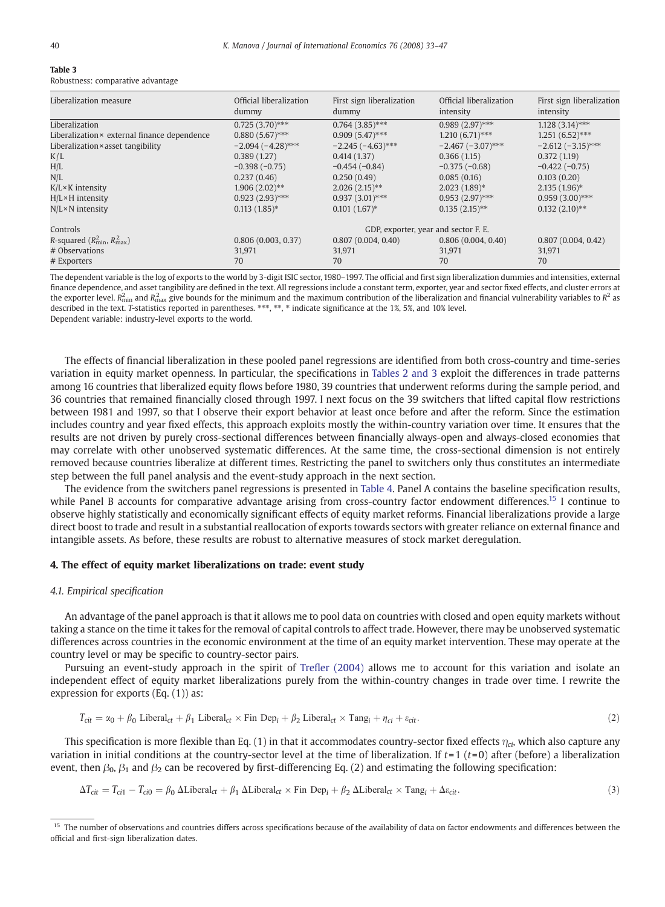**Table 3**
Robustness: comparative advantage

| Liberalization measure | Official liberalization dummy | First sign liberalization dummy | Official liberalization intensity | First sign liberalization intensity |
|---|---|---|---|---|
| Liberalization | 0.725 (3.70)*** | 0.764 (3.85)*** | 0.989 (2.97)*** | 1.128 (3.14)*** |
| Liberalization× external finance dependence | 0.880 (5.67)*** | 0.909 (5.47)*** | 1.210 (6.71)*** | 1.251 (6.52)*** |
| Liberalization×asset tangibility | −2.094 (−4.28)*** | −2.245 (−4.63)*** | −2.467 (−3.07)*** | −2.612 (−3.15)*** |
| K/L | 0.389 (1.27) | 0.414 (1.37) | 0.366 (1.15) | 0.372 (1.19) |
| H/L | −0.398 (−0.75) | −0.454 (−0.84) | −0.375 (−0.68) | −0.422 (−0.75) |
| N/L | 0.237 (0.46) | 0.250 (0.49) | 0.085 (0.16) | 0.103 (0.20) |
| K/L×K intensity | 1.906 (2.02)** | 2.026 (2.15)** | 2.023 (1.89)* | 2.135 (1.96)* |
| H/L×H intensity | 0.923 (2.93)*** | 0.937 (3.01)*** | 0.953 (2.97)*** | 0.959 (3.00)*** |
| N/L×N intensity | 0.113 (1.85)* | 0.101 (1.67)* | 0.135 (2.15)** | 0.132 (2.10)** |
| Controls | GDP, exporter, year and sector F. E. | | | |
| *R*-squared ($R^2_{\min}$, $R^2_{\max}$) | 0.806 (0.003, 0.37) | 0.807 (0.004, 0.40) | 0.806 (0.004, 0.40) | 0.807 (0.004, 0.42) |
| # Observations | 31,971 | 31,971 | 31,971 | 31,971 |
| # Exporters | 70 | 70 | 70 | 70 |

The dependent variable is the log of exports to the world by 3-digit ISIC sector, 1980–1997. The official and first sign liberalization dummies and intensities, external finance dependence, and asset tangibility are defined in the text. All regressions include a constant term, exporter, year and sector fixed effects, and cluster errors at the exporter level. $R^2_{\min}$ and $R^2_{\max}$ give bounds for the minimum and the maximum contribution of the liberalization and financial vulnerability variables to $R^2$ as described in the text. *T*-statistics reported in parentheses. ***, **, * indicate significance at the 1%, 5%, and 10% level.
Dependent variable: industry-level exports to the world.

The effects of financial liberalization in these pooled panel regressions are identified from both cross-country and time-series variation in equity market openness. In particular, the specifications in Tables 2 and 3 exploit the differences in trade patterns among 16 countries that liberalized equity flows before 1980, 39 countries that underwent reforms during the sample period, and 36 countries that remained financially closed through 1997. I next focus on the 39 switchers that lifted capital flow restrictions between 1981 and 1997, so that I observe their export behavior at least once before and after the reform. Since the estimation includes country and year fixed effects, this approach exploits mostly the within-country variation over time. It ensures that the results are not driven by purely cross-sectional differences between financially always-open and always-closed economies that may correlate with other unobserved systematic differences. At the same time, the cross-sectional dimension is not entirely removed because countries liberalize at different times. Restricting the panel to switchers only thus constitutes an intermediate step between the full panel analysis and the event-study approach in the next section.

The evidence from the switchers panel regressions is presented in Table 4. Panel A contains the baseline specification results, while Panel B accounts for comparative advantage arising from cross-country factor endowment differences.[15] I continue to observe highly statistically and economically significant effects of equity market reforms. Financial liberalizations provide a large direct boost to trade and result in a substantial reallocation of exports towards sectors with greater reliance on external finance and intangible assets. As before, these results are robust to alternative measures of stock market deregulation.

## 4. The effect of equity market liberalizations on trade: event study

### 4.1. Empirical specification

An advantage of the panel approach is that it allows me to pool data on countries with closed and open equity markets without taking a stance on the time it takes for the removal of capital controls to affect trade. However, there may be unobserved systematic differences across countries in the economic environment at the time of an equity market intervention. These may operate at the country level or may be specific to country-sector pairs.

Pursuing an event-study approach in the spirit of Trefler (2004) allows me to account for this variation and isolate an independent effect of equity market liberalizations purely from the within-country changes in trade over time. I rewrite the expression for exports (Eq. (1)) as:

$$T_{cit} = \alpha_0 + \beta_0 \text{ Liberal}_{ct} + \beta_1 \text{ Liberal}_{ct} \times \text{Fin Dep}_i + \beta_2 \text{ Liberal}_{ct} \times \text{Tang}_i + \eta_{ci} + \varepsilon_{cit}. \tag{2}$$

This specification is more flexible than Eq. (1) in that it accommodates country-sector fixed effects $\eta_{ci}$, which also capture any variation in initial conditions at the country-sector level at the time of liberalization. If $t=1$ ($t=0$) after (before) a liberalization event, then $\beta_0$, $\beta_1$ and $\beta_2$ can be recovered by first-differencing Eq. (2) and estimating the following specification:

$$\Delta T_{cit} = T_{ci1} - T_{ci0} = \beta_0 \, \Delta\text{Liberal}_{ct} + \beta_1 \, \Delta\text{Liberal}_{ct} \times \text{Fin Dep}_i + \beta_2 \, \Delta\text{Liberal}_{ct} \times \text{Tang}_i + \Delta\varepsilon_{cit}. \tag{3}$$

[15] The number of observations and countries differs across specifications because of the availability of data on factor endowments and differences between the official and first-sign liberalization dates.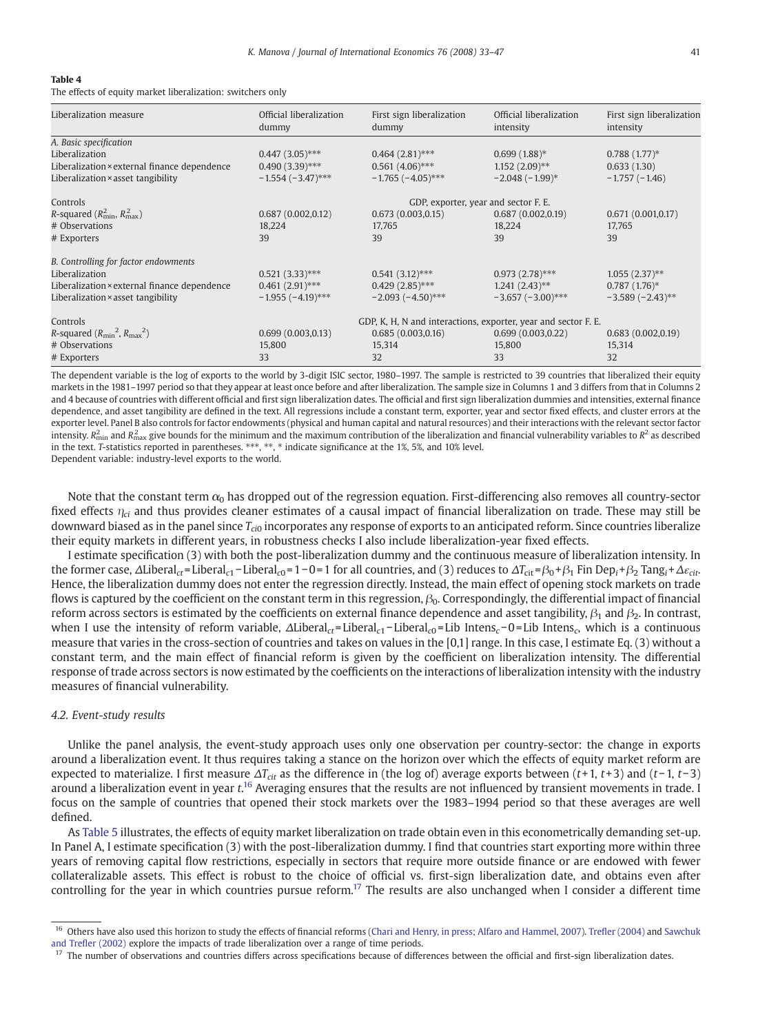**Table 4**
The effects of equity market liberalization: switchers only

| Liberalization measure | Official liberalization dummy | First sign liberalization dummy | Official liberalization intensity | First sign liberalization intensity |
|---|---|---|---|---|
| *A. Basic specification* | | | | |
| Liberalization | 0.447 (3.05)*** | 0.464 (2.81)*** | 0.699 (1.88)* | 0.788 (1.77)* |
| Liberalization × external finance dependence | 0.490 (3.39)*** | 0.561 (4.06)*** | 1.152 (2.09)** | 0.633 (1.30) |
| Liberalization × asset tangibility | −1.554 (−3.47)*** | −1.765 (−4.05)*** | −2.048 (−1.99)* | −1.757 (−1.46) |
| Controls | GDP, exporter, year and sector F. E. | | | |
| R-squared ($R^2_{\min}$, $R^2_{\max}$) | 0.687 (0.002,0.12) | 0.673 (0.003,0.15) | 0.687 (0.002,0.19) | 0.671 (0.001,0.17) |
| # Observations | 18,224 | 17,765 | 18,224 | 17,765 |
| # Exporters | 39 | 39 | 39 | 39 |
| *B. Controlling for factor endowments* | | | | |
| Liberalization | 0.521 (3.33)*** | 0.541 (3.12)*** | 0.973 (2.78)*** | 1.055 (2.37)** |
| Liberalization × external finance dependence | 0.461 (2.91)*** | 0.429 (2.85)*** | 1.241 (2.43)** | 0.787 (1.76)* |
| Liberalization × asset tangibility | −1.955 (−4.19)*** | −2.093 (−4.50)*** | −3.657 (−3.00)*** | −3.589 (−2.43)** |
| Controls | GDP, K, H, N and interactions, exporter, year and sector F. E. | | | |
| R-squared ($R_{\min}^2$, $R_{\max}^2$) | 0.699 (0.003,0.13) | 0.685 (0.003,0.16) | 0.699 (0.003,0.22) | 0.683 (0.002,0.19) |
| # Observations | 15,800 | 15,314 | 15,800 | 15,314 |
| # Exporters | 33 | 32 | 33 | 32 |

The dependent variable is the log of exports to the world by 3-digit ISIC sector, 1980–1997. The sample is restricted to 39 countries that liberalized their equity markets in the 1981–1997 period so that they appear at least once before and after liberalization. The sample size in Columns 1 and 3 differs from that in Columns 2 and 4 because of countries with different official and first sign liberalization dates. The official and first sign liberalization dummies and intensities, external finance dependence, and asset tangibility are defined in the text. All regressions include a constant term, exporter, year and sector fixed effects, and cluster errors at the exporter level. Panel B also controls for factor endowments (physical and human capital and natural resources) and their interactions with the relevant sector factor intensity. $R^2_{\min}$ and $R^2_{\max}$ give bounds for the minimum and the maximum contribution of the liberalization and financial vulnerability variables to $R^2$ as described in the text. *T*-statistics reported in parentheses. ***, **, * indicate significance at the 1%, 5%, and 10% level.
Dependent variable: industry-level exports to the world.

Note that the constant term $\alpha_0$ has dropped out of the regression equation. First-differencing also removes all country-sector fixed effects $\eta_{ci}$ and thus provides cleaner estimates of a causal impact of financial liberalization on trade. These may still be downward biased as in the panel since $T_{ci0}$ incorporates any response of exports to an anticipated reform. Since countries liberalize their equity markets in different years, in robustness checks I also include liberalization-year fixed effects.

I estimate specification (3) with both the post-liberalization dummy and the continuous measure of liberalization intensity. In the former case, $\Delta \text{Liberal}_{ct} = \text{Liberal}_{c1} - \text{Liberal}_{c0} = 1-0=1$ for all countries, and (3) reduces to $\Delta T_{cit} = \beta_0 + \beta_1 \text{ Fin Dep}_i + \beta_2 \text{ Tang}_i + \Delta\varepsilon_{cit}$. Hence, the liberalization dummy does not enter the regression directly. Instead, the main effect of opening stock markets on trade flows is captured by the coefficient on the constant term in this regression, $\beta_0$. Correspondingly, the differential impact of financial reform across sectors is estimated by the coefficients on external finance dependence and asset tangibility, $\beta_1$ and $\beta_2$. In contrast, when I use the intensity of reform variable, $\Delta \text{Liberal}_{ct} = \text{Liberal}_{c1} - \text{Liberal}_{c0} = \text{Lib Intens}_c - 0 = \text{Lib Intens}_c$, which is a continuous measure that varies in the cross-section of countries and takes on values in the [0,1] range. In this case, I estimate Eq. (3) without a constant term, and the main effect of financial reform is given by the coefficient on liberalization intensity. The differential response of trade across sectors is now estimated by the coefficients on the interactions of liberalization intensity with the industry measures of financial vulnerability.

### 4.2. Event-study results

Unlike the panel analysis, the event-study approach uses only one observation per country-sector: the change in exports around a liberalization event. It thus requires taking a stance on the horizon over which the effects of equity market reform are expected to materialize. I first measure $\Delta T_{cit}$ as the difference in (the log of) average exports between $(t+1, t+3)$ and $(t-1, t-3)$ around a liberalization event in year $t$.[16] Averaging ensures that the results are not influenced by transient movements in trade. I focus on the sample of countries that opened their stock markets over the 1983–1994 period so that these averages are well defined.

As Table 5 illustrates, the effects of equity market liberalization on trade obtain even in this econometrically demanding set-up. In Panel A, I estimate specification (3) with the post-liberalization dummy. I find that countries start exporting more within three years of removing capital flow restrictions, especially in sectors that require more outside finance or are endowed with fewer collateralizable assets. This effect is robust to the choice of official vs. first-sign liberalization date, and obtains even after controlling for the year in which countries pursue reform.[17] The results are also unchanged when I consider a different time

[16] Others have also used this horizon to study the effects of financial reforms (Chari and Henry, in press; Alfaro and Hammel, 2007). Trefler (2004) and Sawchuk and Trefler (2002) explore the impacts of trade liberalization over a range of time periods.

[17] The number of observations and countries differs across specifications because of differences between the official and first-sign liberalization dates.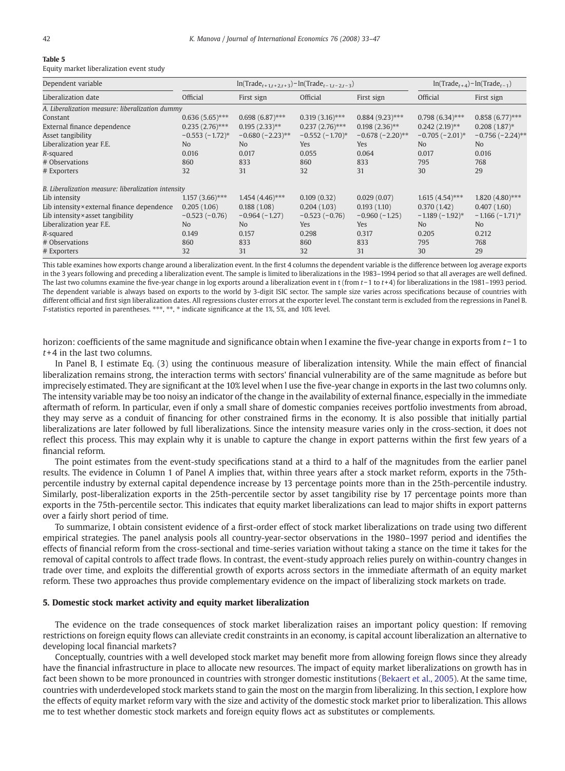**Table 5**

Equity market liberalization event study

| Dependent variable | $\ln(\text{Trade}_{t+1,t+2,t+3})-\ln(\text{Trade}_{t-1,t-2,t-3})$ | | | | $\ln(\text{Trade}_{t+4})-\ln(\text{Trade}_{t-1})$ | |
|---|---|---|---|---|---|---|
| Liberalization date | Official | First sign | Official | First sign | Official | First sign |
| *A. Liberalization measure: liberalization dummy* | | | | | | |
| Constant | 0.636 (5.65)*** | 0.698 (6.87)*** | 0.319 (3.16)*** | 0.884 (9.23)*** | 0.798 (6.34)*** | 0.858 (6.77)*** |
| External finance dependence | 0.235 (2.76)*** | 0.195 (2.33)** | 0.237 (2.76)*** | 0.198 (2.36)** | 0.242 (2.19)** | 0.208 (1.87)* |
| Asset tangibility | −0.553 (−1.72)* | −0.680 (−2.23)** | −0.552 (−1.70)* | −0.678 (−2.20)** | −0.705 (−2.01)* | −0.756 (−2.24)** |
| Liberalization year F.E. | No | No | Yes | Yes | No | No |
| *R*-squared | 0.016 | 0.017 | 0.055 | 0.064 | 0.017 | 0.016 |
| # Observations | 860 | 833 | 860 | 833 | 795 | 768 |
| # Exporters | 32 | 31 | 32 | 31 | 30 | 29 |
| *B. Liberalization measure: liberalization intensity* | | | | | | |
| Lib intensity | 1.157 (3.66)*** | 1.454 (4.46)*** | 0.109 (0.32) | 0.029 (0.07) | 1.615 (4.54)*** | 1.820 (4.80)*** |
| Lib intensity × external finance dependence | 0.205 (1.06) | 0.188 (1.08) | 0.204 (1.03) | 0.193 (1.10) | 0.370 (1.42) | 0.407 (1.60) |
| Lib intensity × asset tangibility | −0.523 (−0.76) | −0.964 (−1.27) | −0.523 (−0.76) | −0.960 (−1.25) | −1.189 (−1.92)* | −1.166 (−1.71)* |
| Liberalization year F.E. | No | No | Yes | Yes | No | No |
| *R*-squared | 0.149 | 0.157 | 0.298 | 0.317 | 0.205 | 0.212 |
| # Observations | 860 | 833 | 860 | 833 | 795 | 768 |
| # Exporters | 32 | 31 | 32 | 31 | 30 | 29 |

This table examines how exports change around a liberalization event. In the first 4 columns the dependent variable is the difference between log average exports in the 3 years following and preceding a liberalization event. The sample is limited to liberalizations in the 1983–1994 period so that all averages are well defined. The last two columns examine the five-year change in log exports around a liberalization event in t (from $t-1$ to $t+4$) for liberalizations in the 1981–1993 period. The dependent variable is always based on exports to the world by 3-digit ISIC sector. The sample size varies across specifications because of countries with different official and first sign liberalization dates. All regressions cluster errors at the exporter level. The constant term is excluded from the regressions in Panel B. *T*-statistics reported in parentheses. ***, **, * indicate significance at the 1%, 5%, and 10% level.

horizon: coefficients of the same magnitude and significance obtain when I examine the five-year change in exports from $t-1$ to $t+4$ in the last two columns.

In Panel B, I estimate Eq. (3) using the continuous measure of liberalization intensity. While the main effect of financial liberalization remains strong, the interaction terms with sectors' financial vulnerability are of the same magnitude as before but imprecisely estimated. They are significant at the 10% level when I use the five-year change in exports in the last two columns only. The intensity variable may be too noisy an indicator of the change in the availability of external finance, especially in the immediate aftermath of reform. In particular, even if only a small share of domestic companies receives portfolio investments from abroad, they may serve as a conduit of financing for other constrained firms in the economy. It is also possible that initially partial liberalizations are later followed by full liberalizations. Since the intensity measure varies only in the cross-section, it does not reflect this process. This may explain why it is unable to capture the change in export patterns within the first few years of a financial reform.

The point estimates from the event-study specifications stand at a third to a half of the magnitudes from the earlier panel results. The evidence in Column 1 of Panel A implies that, within three years after a stock market reform, exports in the 75th-percentile industry by external capital dependence increase by 13 percentage points more than in the 25th-percentile industry. Similarly, post-liberalization exports in the 25th-percentile sector by asset tangibility rise by 17 percentage points more than exports in the 75th-percentile sector. This indicates that equity market liberalizations can lead to major shifts in export patterns over a fairly short period of time.

To summarize, I obtain consistent evidence of a first-order effect of stock market liberalizations on trade using two different empirical strategies. The panel analysis pools all country-year-sector observations in the 1980–1997 period and identifies the effects of financial reform from the cross-sectional and time-series variation without taking a stance on the time it takes for the removal of capital controls to affect trade flows. In contrast, the event-study approach relies purely on within-country changes in trade over time, and exploits the differential growth of exports across sectors in the immediate aftermath of an equity market reform. These two approaches thus provide complementary evidence on the impact of liberalizing stock markets on trade.

## 5. Domestic stock market activity and equity market liberalization

The evidence on the trade consequences of stock market liberalization raises an important policy question: If removing restrictions on foreign equity flows can alleviate credit constraints in an economy, is capital account liberalization an alternative to developing local financial markets?

Conceptually, countries with a well developed stock market may benefit more from allowing foreign flows since they already have the financial infrastructure in place to allocate new resources. The impact of equity market liberalizations on growth has in fact been shown to be more pronounced in countries with stronger domestic institutions (Bekaert et al., 2005). At the same time, countries with underdeveloped stock markets stand to gain the most on the margin from liberalizing. In this section, I explore how the effects of equity market reform vary with the size and activity of the domestic stock market prior to liberalization. This allows me to test whether domestic stock markets and foreign equity flows act as substitutes or complements.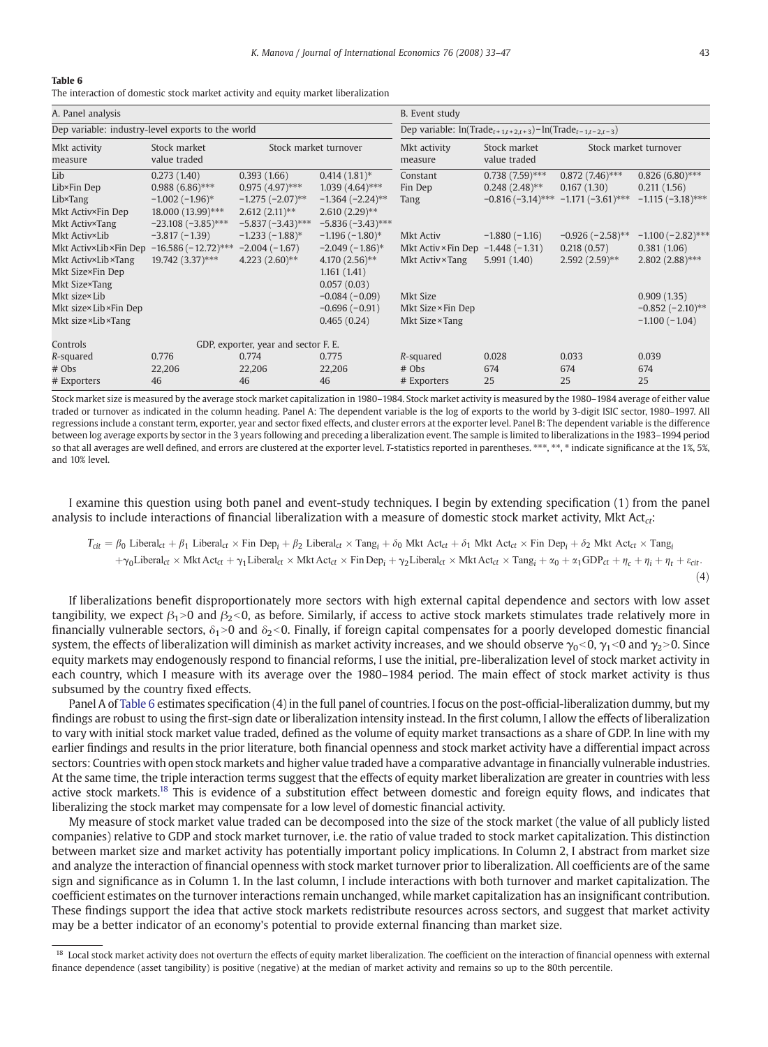**Table 6**

The interaction of domestic stock market activity and equity market liberalization

| A. Panel analysis | | | | B. Event study | | | |
|---|---|---|---|---|---|---|---|
| Dep variable: industry-level exports to the world | | | | Dep variable: $\ln(\text{Trade}_{t+1,t+2,t+3})-\ln(\text{Trade}_{t-1,t-2,t-3})$ | | | |
| Mkt activity measure | Stock market value traded | Stock market turnover | | Mkt activity measure | Stock market value traded | Stock market turnover | |
| Lib | 0.273 (1.40) | 0.393 (1.66) | 0.414 (1.81)* | Constant | 0.738 (7.59)*** | 0.872 (7.46)*** | 0.826 (6.80)*** |
| Lib×Fin Dep | 0.988 (6.86)*** | 0.975 (4.97)*** | 1.039 (4.64)*** | Fin Dep | 0.248 (2.48)** | 0.167 (1.30) | 0.211 (1.56) |
| Lib×Tang | −1.002 (−1.96)* | −1.275 (−2.07)** | −1.364 (−2.24)** | Tang | −0.816 (−3.14)*** | −1.171 (−3.61)*** | −1.115 (−3.18)*** |
| Mkt Activ×Fin Dep | 18.000 (13.99)*** | 2.612 (2.11)** | 2.610 (2.29)** | | | | |
| Mkt Activ×Tang | −23.108 (−3.85)*** | −5.837 (−3.43)*** | −5.836 (−3.43)*** | | | | |
| Mkt Activ×Lib | −3.817 (−1.39) | −1.233 (−1.88)* | −1.196 (−1.80)* | Mkt Activ | −1.880 (−1.16) | −0.926 (−2.58)** | −1.100 (−2.82)*** |
| Mkt Activ×Lib×Fin Dep | −16.586 (−12.72)*** | −2.004 (−1.67) | −2.049 (−1.86)* | Mkt Activ×Fin Dep | −1.448 (−1.31) | 0.218 (0.57) | 0.381 (1.06) |
| Mkt Activ×Lib×Tang | 19.742 (3.37)*** | 4.223 (2.60)** | 4.170 (2.56)** | Mkt Activ×Tang | 5.991 (1.40) | 2.592 (2.59)** | 2.802 (2.88)*** |
| Mkt Size×Fin Dep | | | 1.161 (1.41) | | | | |
| Mkt Size×Tang | | | 0.057 (0.03) | | | | |
| Mkt size×Lib | | | −0.084 (−0.09) | Mkt Size | | | 0.909 (1.35) |
| Mkt size×Lib×Fin Dep | | | −0.696 (−0.91) | Mkt Size×Fin Dep | | | −0.852 (−2.10)** |
| Mkt size×Lib×Tang | | | 0.465 (0.24) | Mkt Size×Tang | | | −1.100 (−1.04) |
| Controls | GDP, exporter, year and sector F. E. | | | | | | |
| R-squared | 0.776 | 0.774 | 0.775 | R-squared | 0.028 | 0.033 | 0.039 |
| # Obs | 22,206 | 22,206 | 22,206 | # Obs | 674 | 674 | 674 |
| # Exporters | 46 | 46 | 46 | # Exporters | 25 | 25 | 25 |

Stock market size is measured by the average stock market capitalization in 1980–1984. Stock market activity is measured by the 1980–1984 average of either value traded or turnover as indicated in the column heading. Panel A: The dependent variable is the log of exports to the world by 3-digit ISIC sector, 1980–1997. All regressions include a constant term, exporter, year and sector fixed effects, and cluster errors at the exporter level. Panel B: The dependent variable is the difference between log average exports by sector in the 3 years following and preceding a liberalization event. The sample is limited to liberalizations in the 1983–1994 period so that all averages are well defined, and errors are clustered at the exporter level. T-statistics reported in parentheses. ***, **, * indicate significance at the 1%, 5%, and 10% level.

I examine this question using both panel and event-study techniques. I begin by extending specification (1) from the panel analysis to include interactions of financial liberalization with a measure of domestic stock market activity, Mkt $\text{Act}_{ct}$:

$$T_{cit} = \beta_0 \text{ Liberal}_{ct} + \beta_1 \text{ Liberal}_{ct} \times \text{Fin Dep}_i + \beta_2 \text{ Liberal}_{ct} \times \text{Tang}_i + \delta_0 \text{ Mkt Act}_{ct} + \delta_1 \text{ Mkt Act}_{ct} \times \text{Fin Dep}_i + \delta_2 \text{ Mkt Act}_{ct} \times \text{Tang}_i + \gamma_0 \text{Liberal}_{ct} \times \text{Mkt Act}_{ct} + \gamma_1 \text{Liberal}_{ct} \times \text{Mkt Act}_{ct} \times \text{Fin Dep}_i + \gamma_2 \text{Liberal}_{ct} \times \text{Mkt Act}_{ct} \times \text{Tang}_i + \alpha_0 + \alpha_1 \text{GDP}_{ct} + \eta_c + \eta_i + \eta_t + \varepsilon_{cit}. \quad (4)$$

If liberalizations benefit disproportionately more sectors with high external capital dependence and sectors with low asset tangibility, we expect $\beta_1 > 0$ and $\beta_2 < 0$, as before. Similarly, if access to active stock markets stimulates trade relatively more in financially vulnerable sectors, $\delta_1 > 0$ and $\delta_2 < 0$. Finally, if foreign capital compensates for a poorly developed domestic financial system, the effects of liberalization will diminish as market activity increases, and we should observe $\gamma_0 < 0$, $\gamma_1 < 0$ and $\gamma_2 > 0$. Since equity markets may endogenously respond to financial reforms, I use the initial, pre-liberalization level of stock market activity in each country, which I measure with its average over the 1980–1984 period. The main effect of stock market activity is thus subsumed by the country fixed effects.

Panel A of Table 6 estimates specification (4) in the full panel of countries. I focus on the post-official-liberalization dummy, but my findings are robust to using the first-sign date or liberalization intensity instead. In the first column, I allow the effects of liberalization to vary with initial stock market value traded, defined as the volume of equity market transactions as a share of GDP. In line with my earlier findings and results in the prior literature, both financial openness and stock market activity have a differential impact across sectors: Countries with open stock markets and higher value traded have a comparative advantage in financially vulnerable industries. At the same time, the triple interaction terms suggest that the effects of equity market liberalization are greater in countries with less active stock markets.[18] This is evidence of a substitution effect between domestic and foreign equity flows, and indicates that liberalizing the stock market may compensate for a low level of domestic financial activity.

My measure of stock market value traded can be decomposed into the size of the stock market (the value of all publicly listed companies) relative to GDP and stock market turnover, i.e. the ratio of value traded to stock market capitalization. This distinction between market size and market activity has potentially important policy implications. In Column 2, I abstract from market size and analyze the interaction of financial openness with stock market turnover prior to liberalization. All coefficients are of the same sign and significance as in Column 1. In the last column, I include interactions with both turnover and market capitalization. The coefficient estimates on the turnover interactions remain unchanged, while market capitalization has an insignificant contribution. These findings support the idea that active stock markets redistribute resources across sectors, and suggest that market activity may be a better indicator of an economy's potential to provide external financing than market size.

[18] Local stock market activity does not overturn the effects of equity market liberalization. The coefficient on the interaction of financial openness with external finance dependence (asset tangibility) is positive (negative) at the median of market activity and remains so up to the 80th percentile.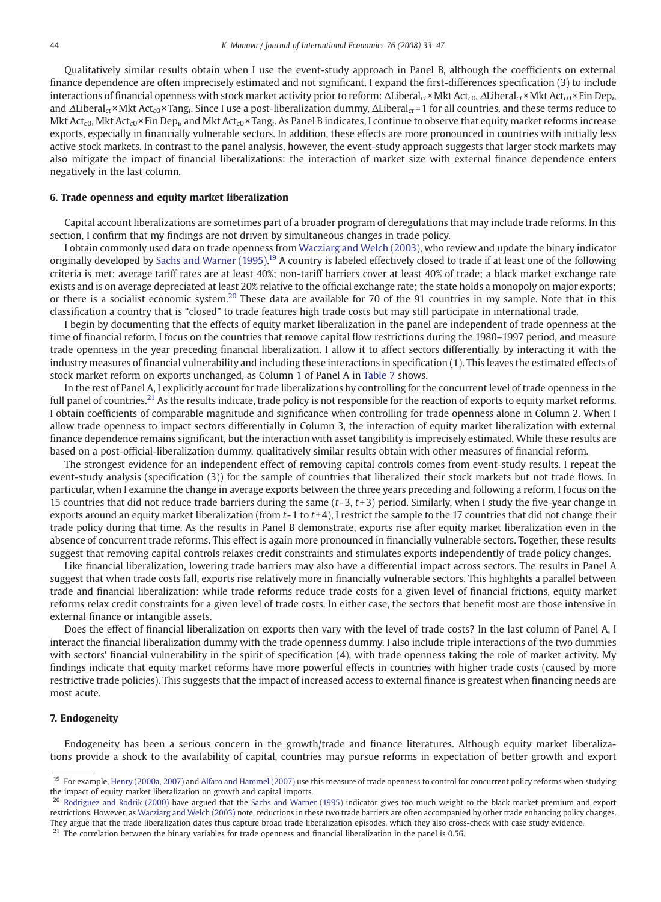Qualitatively similar results obtain when I use the event-study approach in Panel B, although the coefficients on external finance dependence are often imprecisely estimated and not significant. I expand the first-differences specification (3) to include interactions of financial openness with stock market activity prior to reform: $\Delta \text{Liberal}_{ct} \times \text{Mkt Act}_{c0}$, $\Delta \text{Liberal}_{ct} \times \text{Mkt Act}_{c0} \times \text{Fin Dep}_i$, and $\Delta \text{Liberal}_{ct} \times \text{Mkt Act}_{c0} \times \text{Tang}_i$. Since I use a post-liberalization dummy, $\Delta \text{Liberal}_{ct} = 1$ for all countries, and these terms reduce to $\text{Mkt Act}_{c0}$, $\text{Mkt Act}_{c0} \times \text{Fin Dep}_i$, and $\text{Mkt Act}_{c0} \times \text{Tang}_i$. As Panel B indicates, I continue to observe that equity market reforms increase exports, especially in financially vulnerable sectors. In addition, these effects are more pronounced in countries with initially less active stock markets. In contrast to the panel analysis, however, the event-study approach suggests that larger stock markets may also mitigate the impact of financial liberalizations: the interaction of market size with external finance dependence enters negatively in the last column.

## 6. Trade openness and equity market liberalization

Capital account liberalizations are sometimes part of a broader program of deregulations that may include trade reforms. In this section, I confirm that my findings are not driven by simultaneous changes in trade policy.

I obtain commonly used data on trade openness from Wacziarg and Welch (2003), who review and update the binary indicator originally developed by Sachs and Warner (1995).[19] A country is labeled effectively closed to trade if at least one of the following criteria is met: average tariff rates are at least 40%; non-tariff barriers cover at least 40% of trade; a black market exchange rate exists and is on average depreciated at least 20% relative to the official exchange rate; the state holds a monopoly on major exports; or there is a socialist economic system.[20] These data are available for 70 of the 91 countries in my sample. Note that in this classification a country that is "closed" to trade features high trade costs but may still participate in international trade.

I begin by documenting that the effects of equity market liberalization in the panel are independent of trade openness at the time of financial reform. I focus on the countries that remove capital flow restrictions during the 1980–1997 period, and measure trade openness in the year preceding financial liberalization. I allow it to affect sectors differentially by interacting it with the industry measures of financial vulnerability and including these interactions in specification (1). This leaves the estimated effects of stock market reform on exports unchanged, as Column 1 of Panel A in Table 7 shows.

In the rest of Panel A, I explicitly account for trade liberalizations by controlling for the concurrent level of trade openness in the full panel of countries.[21] As the results indicate, trade policy is not responsible for the reaction of exports to equity market reforms. I obtain coefficients of comparable magnitude and significance when controlling for trade openness alone in Column 2. When I allow trade openness to impact sectors differentially in Column 3, the interaction of equity market liberalization with external finance dependence remains significant, but the interaction with asset tangibility is imprecisely estimated. While these results are based on a post-official-liberalization dummy, qualitatively similar results obtain with other measures of financial reform.

The strongest evidence for an independent effect of removing capital controls comes from event-study results. I repeat the event-study analysis (specification (3)) for the sample of countries that liberalized their stock markets but not trade flows. In particular, when I examine the change in average exports between the three years preceding and following a reform, I focus on the 15 countries that did not reduce trade barriers during the same ($t$-3, $t$+3) period. Similarly, when I study the five-year change in exports around an equity market liberalization (from $t$-1 to $t$+4), I restrict the sample to the 17 countries that did not change their trade policy during that time. As the results in Panel B demonstrate, exports rise after equity market liberalization even in the absence of concurrent trade reforms. This effect is again more pronounced in financially vulnerable sectors. Together, these results suggest that removing capital controls relaxes credit constraints and stimulates exports independently of trade policy changes.

Like financial liberalization, lowering trade barriers may also have a differential impact across sectors. The results in Panel A suggest that when trade costs fall, exports rise relatively more in financially vulnerable sectors. This highlights a parallel between trade and financial liberalization: while trade reforms reduce trade costs for a given level of financial frictions, equity market reforms relax credit constraints for a given level of trade costs. In either case, the sectors that benefit most are those intensive in external finance or intangible assets.

Does the effect of financial liberalization on exports then vary with the level of trade costs? In the last column of Panel A, I interact the financial liberalization dummy with the trade openness dummy. I also include triple interactions of the two dummies with sectors' financial vulnerability in the spirit of specification (4), with trade openness taking the role of market activity. My findings indicate that equity market reforms have more powerful effects in countries with higher trade costs (caused by more restrictive trade policies). This suggests that the impact of increased access to external finance is greatest when financing needs are most acute.

## 7. Endogeneity

Endogeneity has been a serious concern in the growth/trade and finance literatures. Although equity market liberalizations provide a shock to the availability of capital, countries may pursue reforms in expectation of better growth and export

---

[19] For example, Henry (2000a, 2007) and Alfaro and Hammel (2007) use this measure of trade openness to control for concurrent policy reforms when studying the impact of equity market liberalization on growth and capital imports.

[20] Rodriguez and Rodrik (2000) have argued that the Sachs and Warner (1995) indicator gives too much weight to the black market premium and export restrictions. However, as Wacziarg and Welch (2003) note, reductions in these two trade barriers are often accompanied by other trade enhancing policy changes. They argue that the trade liberalization dates thus capture broad trade liberalization episodes, which they also cross-check with case study evidence.

[21] The correlation between the binary variables for trade openness and financial liberalization in the panel is 0.56.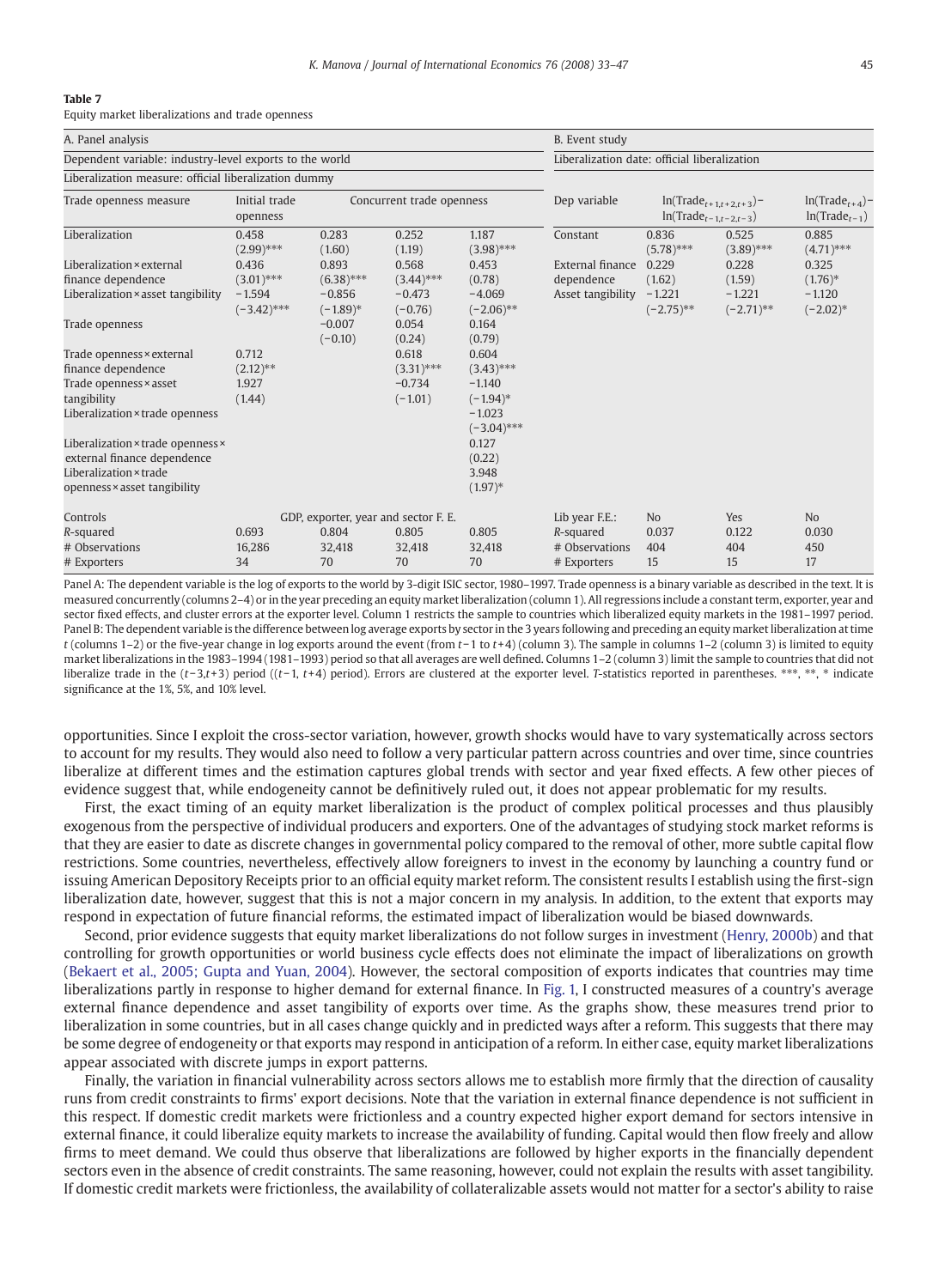**Table 7**

Equity market liberalizations and trade openness

| A. Panel analysis | | | | | B. Event study | | | |
|---|---|---|---|---|---|---|---|---|
| Dependent variable: industry-level exports to the world | | | | | Liberalization date: official liberalization | | | |
| Liberalization measure: official liberalization dummy | | | | | | | | |
| Trade openness measure | Initial trade openness | Concurrent trade openness | | | Dep variable | $\ln(\text{Trade}_{t+1,t+2,t+3})-\ln(\text{Trade}_{t-1,t-2,t-3})$ | | $\ln(\text{Trade}_{t+4})-\ln(\text{Trade}_{t-1})$ |
| Liberalization | 0.458 (2.99)*** | 0.283 (1.60) | 0.252 (1.19) | 1.187 (3.98)*** | Constant | 0.836 (5.78)*** | 0.525 (3.89)*** | 0.885 (4.71)*** |
| Liberalization × external finance dependence | 0.436 (3.01)*** | 0.893 (6.38)*** | 0.568 (3.44)*** | 0.453 (0.78) | External finance dependence | 0.229 (1.62) | 0.228 (1.59) | 0.325 (1.76)* |
| Liberalization × asset tangibility | −1.594 (−3.42)*** | −0.856 (−1.89)* | −0.473 (−0.76) | −4.069 (−2.06)** | Asset tangibility | −1.221 (−2.75)** | −1.221 (−2.71)** | −1.120 (−2.02)* |
| Trade openness | | −0.007 (−0.10) | 0.054 (0.24) | 0.164 (0.79) | | | | |
| Trade openness × external finance dependence | 0.712 (2.12)** | | 0.618 (3.31)*** | 0.604 (3.43)*** | | | | |
| Trade openness × asset tangibility | 1.927 (1.44) | | −0.734 (−1.01) | −1.140 (−1.94)* | | | | |
| Liberalization × trade openness | | | | −1.023 (−3.04)*** | | | | |
| Liberalization × trade openness × external finance dependence | | | | 0.127 (0.22) | | | | |
| Liberalization × trade openness × asset tangibility | | | | 3.948 (1.97)* | | | | |
| Controls | GDP, exporter, year and sector F. E. | | | | Lib year F.E.: | No | Yes | No |
| R-squared | 0.693 | 0.804 | 0.805 | 0.805 | R-squared | 0.037 | 0.122 | 0.030 |
| # Observations | 16,286 | 32,418 | 32,418 | 32,418 | # Observations | 404 | 404 | 450 |
| # Exporters | 34 | 70 | 70 | 70 | # Exporters | 15 | 15 | 17 |

Panel A: The dependent variable is the log of exports to the world by 3-digit ISIC sector, 1980–1997. Trade openness is a binary variable as described in the text. It is measured concurrently (columns 2–4) or in the year preceding an equity market liberalization (column 1). All regressions include a constant term, exporter, year and sector fixed effects, and cluster errors at the exporter level. Column 1 restricts the sample to countries which liberalized equity markets in the 1981–1997 period. Panel B: The dependent variable is the difference between log average exports by sector in the 3 years following and preceding an equity market liberalization at time $t$ (columns 1–2) or the five-year change in log exports around the event (from $t-1$ to $t+4$) (column 3). The sample in columns 1–2 (column 3) is limited to equity market liberalizations in the 1983–1994 (1981–1993) period so that all averages are well defined. Columns 1–2 (column 3) limit the sample to countries that did not liberalize trade in the $(t-3,t+3)$ period $((t-1, t+4)$ period). Errors are clustered at the exporter level. T-statistics reported in parentheses. ***, **, * indicate significance at the 1%, 5%, and 10% level.

opportunities. Since I exploit the cross-sector variation, however, growth shocks would have to vary systematically across sectors to account for my results. They would also need to follow a very particular pattern across countries and over time, since countries liberalize at different times and the estimation captures global trends with sector and year fixed effects. A few other pieces of evidence suggest that, while endogeneity cannot be definitively ruled out, it does not appear problematic for my results.

First, the exact timing of an equity market liberalization is the product of complex political processes and thus plausibly exogenous from the perspective of individual producers and exporters. One of the advantages of studying stock market reforms is that they are easier to date as discrete changes in governmental policy compared to the removal of other, more subtle capital flow restrictions. Some countries, nevertheless, effectively allow foreigners to invest in the economy by launching a country fund or issuing American Depository Receipts prior to an official equity market reform. The consistent results I establish using the first-sign liberalization date, however, suggest that this is not a major concern in my analysis. In addition, to the extent that exports may respond in expectation of future financial reforms, the estimated impact of liberalization would be biased downwards.

Second, prior evidence suggests that equity market liberalizations do not follow surges in investment (Henry, 2000b) and that controlling for growth opportunities or world business cycle effects does not eliminate the impact of liberalizations on growth (Bekaert et al., 2005; Gupta and Yuan, 2004). However, the sectoral composition of exports indicates that countries may time liberalizations partly in response to higher demand for external finance. In Fig. 1, I constructed measures of a country's average external finance dependence and asset tangibility of exports over time. As the graphs show, these measures trend prior to liberalization in some countries, but in all cases change quickly and in predicted ways after a reform. This suggests that there may be some degree of endogeneity or that exports may respond in anticipation of a reform. In either case, equity market liberalizations appear associated with discrete jumps in export patterns.

Finally, the variation in financial vulnerability across sectors allows me to establish more firmly that the direction of causality runs from credit constraints to firms' export decisions. Note that the variation in external finance dependence is not sufficient in this respect. If domestic credit markets were frictionless and a country expected higher export demand for sectors intensive in external finance, it could liberalize equity markets to increase the availability of funding. Capital would then flow freely and allow firms to meet demand. We could thus observe that liberalizations are followed by higher exports in the financially dependent sectors even in the absence of credit constraints. The same reasoning, however, could not explain the results with asset tangibility. If domestic credit markets were frictionless, the availability of collateralizable assets would not matter for a sector's ability to raise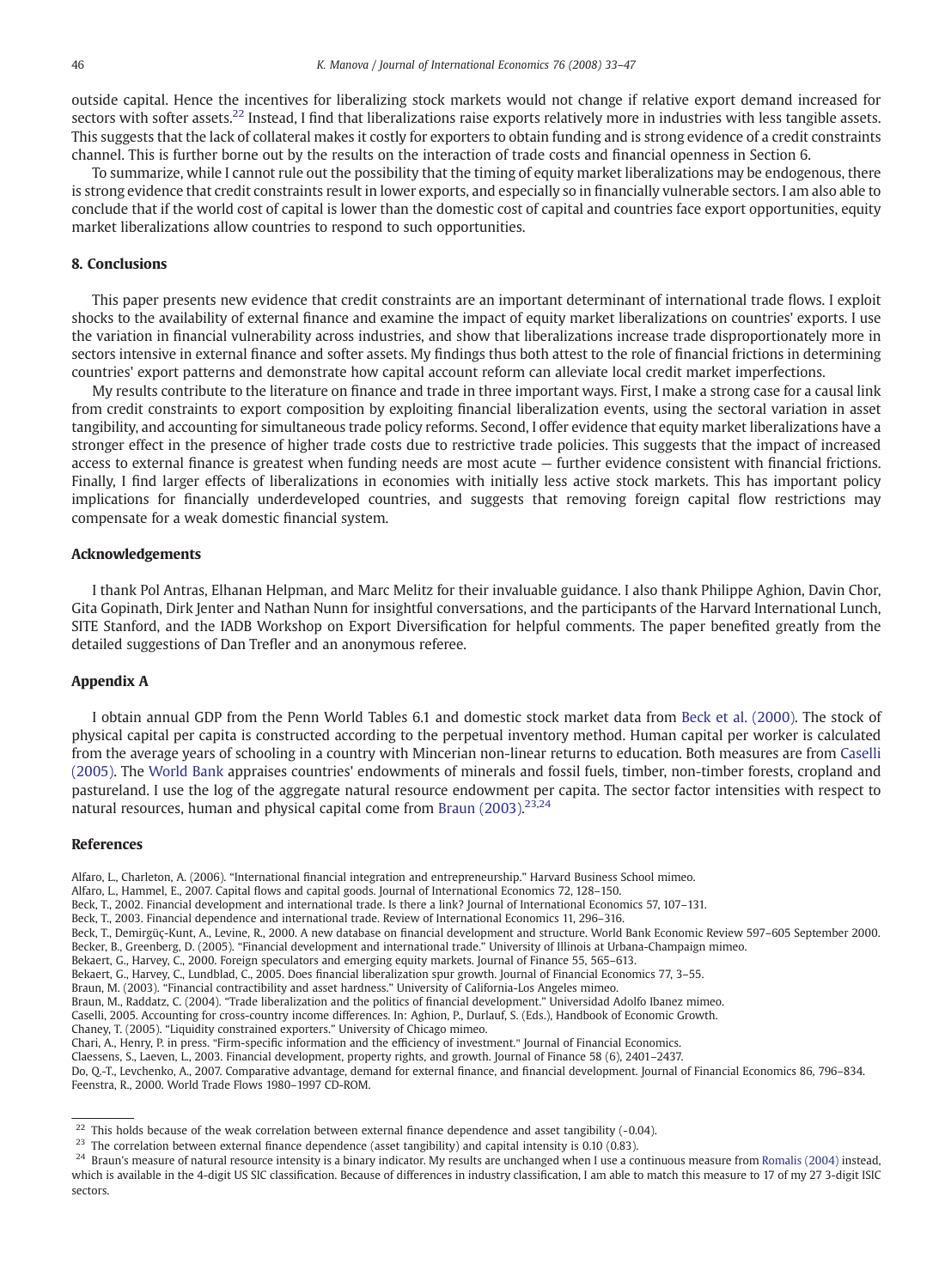outside capital. Hence the incentives for liberalizing stock markets would not change if relative export demand increased for sectors with softer assets.[22] Instead, I find that liberalizations raise exports relatively more in industries with less tangible assets. This suggests that the lack of collateral makes it costly for exporters to obtain funding and is strong evidence of a credit constraints channel. This is further borne out by the results on the interaction of trade costs and financial openness in Section 6.

To summarize, while I cannot rule out the possibility that the timing of equity market liberalizations may be endogenous, there is strong evidence that credit constraints result in lower exports, and especially so in financially vulnerable sectors. I am also able to conclude that if the world cost of capital is lower than the domestic cost of capital and countries face export opportunities, equity market liberalizations allow countries to respond to such opportunities.

## 8. Conclusions

This paper presents new evidence that credit constraints are an important determinant of international trade flows. I exploit shocks to the availability of external finance and examine the impact of equity market liberalizations on countries' exports. I use the variation in financial vulnerability across industries, and show that liberalizations increase trade disproportionately more in sectors intensive in external finance and softer assets. My findings thus both attest to the role of financial frictions in determining countries' export patterns and demonstrate how capital account reform can alleviate local credit market imperfections.

My results contribute to the literature on finance and trade in three important ways. First, I make a strong case for a causal link from credit constraints to export composition by exploiting financial liberalization events, using the sectoral variation in asset tangibility, and accounting for simultaneous trade policy reforms. Second, I offer evidence that equity market liberalizations have a stronger effect in the presence of higher trade costs due to restrictive trade policies. This suggests that the impact of increased access to external finance is greatest when funding needs are most acute — further evidence consistent with financial frictions. Finally, I find larger effects of liberalizations in economies with initially less active stock markets. This has important policy implications for financially underdeveloped countries, and suggests that removing foreign capital flow restrictions may compensate for a weak domestic financial system.

## Acknowledgements

I thank Pol Antras, Elhanan Helpman, and Marc Melitz for their invaluable guidance. I also thank Philippe Aghion, Davin Chor, Gita Gopinath, Dirk Jenter and Nathan Nunn for insightful conversations, and the participants of the Harvard International Lunch, SITE Stanford, and the IADB Workshop on Export Diversification for helpful comments. The paper benefited greatly from the detailed suggestions of Dan Trefler and an anonymous referee.

## Appendix A

I obtain annual GDP from the Penn World Tables 6.1 and domestic stock market data from Beck et al. (2000). The stock of physical capital per capita is constructed according to the perpetual inventory method. Human capital per worker is calculated from the average years of schooling in a country with Mincerian non-linear returns to education. Both measures are from Caselli (2005). The World Bank appraises countries' endowments of minerals and fossil fuels, timber, non-timber forests, cropland and pastureland. I use the log of the aggregate natural resource endowment per capita. The sector factor intensities with respect to natural resources, human and physical capital come from Braun (2003).[23,24]

## References

Alfaro, L., Charleton, A. (2006). "International financial integration and entrepreneurship." Harvard Business School mimeo.
Alfaro, L., Hammel, E., 2007. Capital flows and capital goods. Journal of International Economics 72, 128–150.
Beck, T., 2002. Financial development and international trade. Is there a link? Journal of International Economics 57, 107–131.
Beck, T., 2003. Financial dependence and international trade. Review of International Economics 11, 296–316.
Beck, T., Demirgüç-Kunt, A., Levine, R., 2000. A new database on financial development and structure. World Bank Economic Review 597–605 September 2000.
Becker, B., Greenberg, D. (2005). "Financial development and international trade." University of Illinois at Urbana-Champaign mimeo.
Bekaert, G., Harvey, C., 2000. Foreign speculators and emerging equity markets. Journal of Finance 55, 565–613.
Bekaert, G., Harvey, C., Lundblad, C., 2005. Does financial liberalization spur growth. Journal of Financial Economics 77, 3–55.
Braun, M. (2003). "Financial contractibility and asset hardness." University of California-Los Angeles mimeo.
Braun, M., Raddatz, C. (2004). "Trade liberalization and the politics of financial development." Universidad Adolfo Ibanez mimeo.
Caselli, 2005. Accounting for cross-country income differences. In: Aghion, P., Durlauf, S. (Eds.), Handbook of Economic Growth.
Chaney, T. (2005). "Liquidity constrained exporters." University of Chicago mimeo.
Chari, A., Henry, P. in press. "Firm-specific information and the efficiency of investment." Journal of Financial Economics.
Claessens, S., Laeven, L., 2003. Financial development, property rights, and growth. Journal of Finance 58 (6), 2401–2437.
Do, Q.-T., Levchenko, A., 2007. Comparative advantage, demand for external finance, and financial development. Journal of Financial Economics 86, 796–834.
Feenstra, R., 2000. World Trade Flows 1980–1997 CD-ROM.

---

[22] This holds because of the weak correlation between external finance dependence and asset tangibility (-0.04).

[23] The correlation between external finance dependence (asset tangibility) and capital intensity is 0.10 (0.83).

[24] Braun's measure of natural resource intensity is a binary indicator. My results are unchanged when I use a continuous measure from Romalis (2004) instead, which is available in the 4-digit US SIC classification. Because of differences in industry classification, I am able to match this measure to 17 of my 27 3-digit ISIC sectors.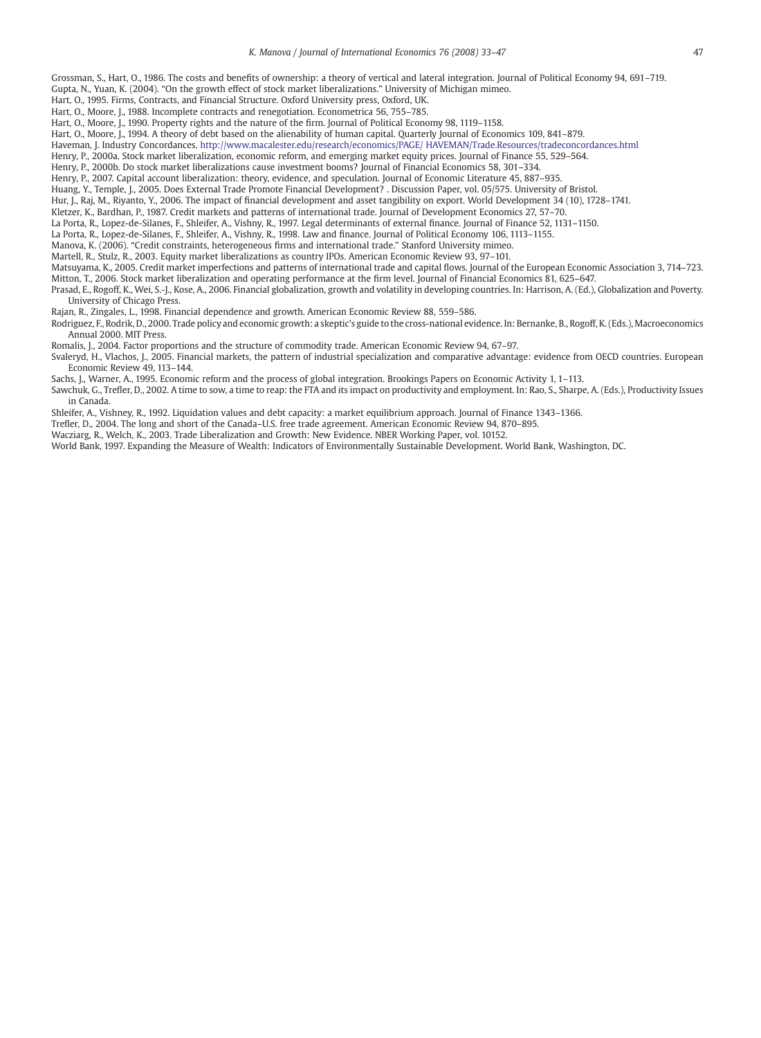Grossman, S., Hart, O., 1986. The costs and benefits of ownership: a theory of vertical and lateral integration. Journal of Political Economy 94, 691–719.

Gupta, N., Yuan, K. (2004). "On the growth effect of stock market liberalizations." University of Michigan mimeo.

Hart, O., 1995. Firms, Contracts, and Financial Structure. Oxford University press, Oxford, UK.

Hart, O., Moore, J., 1988. Incomplete contracts and renegotiation. Econometrica 56, 755–785.

Hart, O., Moore, J., 1990. Property rights and the nature of the firm. Journal of Political Economy 98, 1119–1158.

Hart, O., Moore, J., 1994. A theory of debt based on the alienability of human capital. Quarterly Journal of Economics 109, 841–879.

Haveman, J. Industry Concordances. http://www.macalester.edu/research/economics/PAGE/ HAVEMAN/Trade.Resources/tradeconcordances.html

Henry, P., 2000a. Stock market liberalization, economic reform, and emerging market equity prices. Journal of Finance 55, 529–564.

Henry, P., 2000b. Do stock market liberalizations cause investment booms? Journal of Financial Economics 58, 301–334.

Henry, P., 2007. Capital account liberalization: theory, evidence, and speculation. Journal of Economic Literature 45, 887–935.

Huang, Y., Temple, J., 2005. Does External Trade Promote Financial Development? . Discussion Paper, vol. 05/575. University of Bristol.

Hur, J., Raj, M., Riyanto, Y., 2006. The impact of financial development and asset tangibility on export. World Development 34 (10), 1728–1741.

Kletzer, K., Bardhan, P., 1987. Credit markets and patterns of international trade. Journal of Development Economics 27, 57–70.

La Porta, R., Lopez-de-Silanes, F., Shleifer, A., Vishny, R., 1997. Legal determinants of external finance. Journal of Finance 52, 1131–1150.

La Porta, R., Lopez-de-Silanes, F., Shleifer, A., Vishny, R., 1998. Law and finance. Journal of Political Economy 106, 1113–1155.

Manova, K. (2006). "Credit constraints, heterogeneous firms and international trade." Stanford University mimeo.

Martell, R., Stulz, R., 2003. Equity market liberalizations as country IPOs. American Economic Review 93, 97–101.

Matsuyama, K., 2005. Credit market imperfections and patterns of international trade and capital flows. Journal of the European Economic Association 3, 714–723.

Mitton, T., 2006. Stock market liberalization and operating performance at the firm level. Journal of Financial Economics 81, 625–647.

Prasad, E., Rogoff, K., Wei, S.-J., Kose, A., 2006. Financial globalization, growth and volatility in developing countries. In: Harrison, A. (Ed.), Globalization and Poverty. University of Chicago Press.

Rajan, R., Zingales, L., 1998. Financial dependence and growth. American Economic Review 88, 559–586.

Rodriguez, F., Rodrik, D., 2000. Trade policy and economic growth: a skeptic's guide to the cross-national evidence. In: Bernanke, B., Rogoff, K. (Eds.), Macroeconomics Annual 2000. MIT Press.

Romalis, J., 2004. Factor proportions and the structure of commodity trade. American Economic Review 94, 67–97.

Svaleryd, H., Vlachos, J., 2005. Financial markets, the pattern of industrial specialization and comparative advantage: evidence from OECD countries. European Economic Review 49, 113–144.

Sachs, J., Warner, A., 1995. Economic reform and the process of global integration. Brookings Papers on Economic Activity 1, 1–113.

Sawchuk, G., Trefler, D., 2002. A time to sow, a time to reap: the FTA and its impact on productivity and employment. In: Rao, S., Sharpe, A. (Eds.), Productivity Issues in Canada.

Shleifer, A., Vishney, R., 1992. Liquidation values and debt capacity: a market equilibrium approach. Journal of Finance 1343–1366.

Trefler, D., 2004. The long and short of the Canada–U.S. free trade agreement. American Economic Review 94, 870–895.

Wacziarg, R., Welch, K., 2003. Trade Liberalization and Growth: New Evidence. NBER Working Paper, vol. 10152.

World Bank, 1997. Expanding the Measure of Wealth: Indicators of Environmentally Sustainable Development. World Bank, Washington, DC.